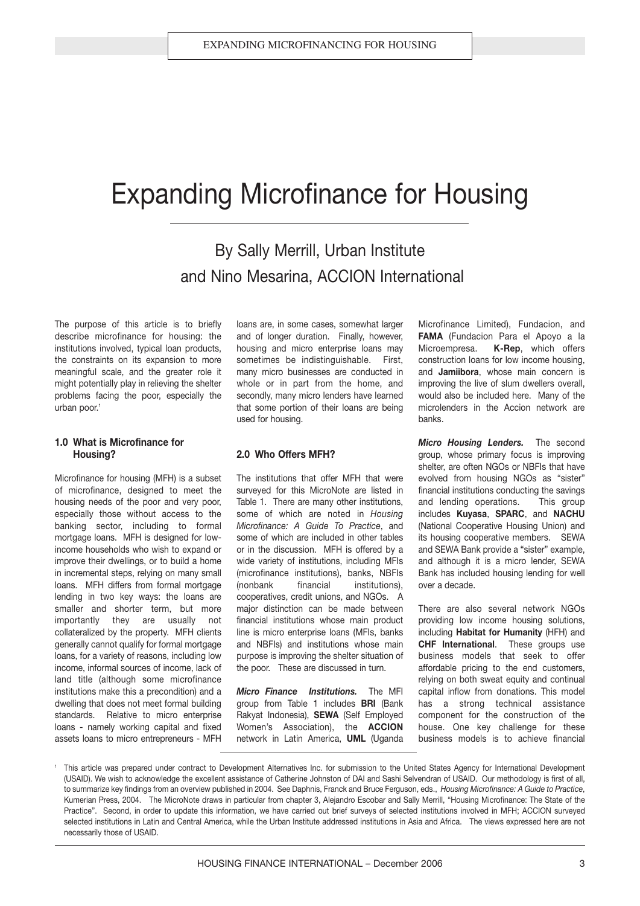# Expanding Microfinance for Housing

## By Sally Merrill, Urban Institute and Nino Mesarina, ACCION International

The purpose of this article is to briefly describe microfinance for housing: the institutions involved, typical loan products, the constraints on its expansion to more meaningful scale, and the greater role it might potentially play in relieving the shelter problems facing the poor, especially the urban poor.[1]

### 1.0 What is Microfinance for Housing?

Microfinance for housing (MFH) is a subset of microfinance, designed to meet the housing needs of the poor and very poor, especially those without access to the banking sector, including to formal mortgage loans. MFH is designed for low-income households who wish to expand or improve their dwellings, or to build a home in incremental steps, relying on many small loans. MFH differs from formal mortgage lending in two key ways: the loans are smaller and shorter term, but more importantly they are usually not collateralized by the property. MFH clients generally cannot qualify for formal mortgage loans, for a variety of reasons, including low income, informal sources of income, lack of land title (although some microfinance institutions make this a precondition) and a dwelling that does not meet formal building standards. Relative to micro enterprise loans - namely working capital and fixed assets loans to micro entrepreneurs - MFH loans are, in some cases, somewhat larger and of longer duration. Finally, however, housing and micro enterprise loans may sometimes be indistinguishable. First, many micro businesses are conducted in whole or in part from the home, and secondly, many micro lenders have learned that some portion of their loans are being used for housing.

### 2.0 Who Offers MFH?

The institutions that offer MFH that were surveyed for this MicroNote are listed in Table 1. There are many other institutions, some of which are noted in *Housing Microfinance: A Guide To Practice*, and some of which are included in other tables or in the discussion. MFH is offered by a wide variety of institutions, including MFIs (microfinance institutions), banks, NBFIs (nonbank financial institutions), cooperatives, credit unions, and NGOs. A major distinction can be made between financial institutions whose main product line is micro enterprise loans (MFIs, banks and NBFIs) and institutions whose main purpose is improving the shelter situation of the poor. These are discussed in turn.

***Micro Finance Institutions.*** The MFI group from Table 1 includes **BRI** (Bank Rakyat Indonesia), **SEWA** (Self Employed Women's Association), the **ACCION** network in Latin America, **UML** (Uganda Microfinance Limited), Fundacion, and **FAMA** (Fundacion Para el Apoyo a la Microempresa. **K-Rep**, which offers construction loans for low income housing, and **Jamiibora**, whose main concern is improving the live of slum dwellers overall, would also be included here. Many of the microlenders in the Accion network are banks.

***Micro Housing Lenders.*** The second group, whose primary focus is improving shelter, are often NGOs or NBFIs that have evolved from housing NGOs as "sister" financial institutions conducting the savings and lending operations. This group includes **Kuyasa**, **SPARC**, and **NACHU** (National Cooperative Housing Union) and its housing cooperative members. SEWA and SEWA Bank provide a "sister" example, and although it is a micro lender, SEWA Bank has included housing lending for well over a decade.

There are also several network NGOs providing low income housing solutions, including **Habitat for Humanity** (HFH) and **CHF International**. These groups use business models that seek to offer affordable pricing to the end customers, relying on both sweat equity and continual capital inflow from donations. This model has a strong technical assistance component for the construction of the house. One key challenge for these business models is to achieve financial

---

[1] This article was prepared under contract to Development Alternatives Inc. for submission to the United States Agency for International Development (USAID). We wish to acknowledge the excellent assistance of Catherine Johnston of DAI and Sashi Selvendran of USAID. Our methodology is first of all, to summarize key findings from an overview published in 2004. See Daphnis, Franck and Bruce Ferguson, eds., *Housing Microfinance: A Guide to Practice*, Kumerian Press, 2004. The MicroNote draws in particular from chapter 3, Alejandro Escobar and Sally Merrill, "Housing Microfinance: The State of the Practice". Second, in order to update this information, we have carried out brief surveys of selected institutions involved in MFH; ACCION surveyed selected institutions in Latin and Central America, while the Urban Institute addressed institutions in Asia and Africa. The views expressed here are not necessarily those of USAID.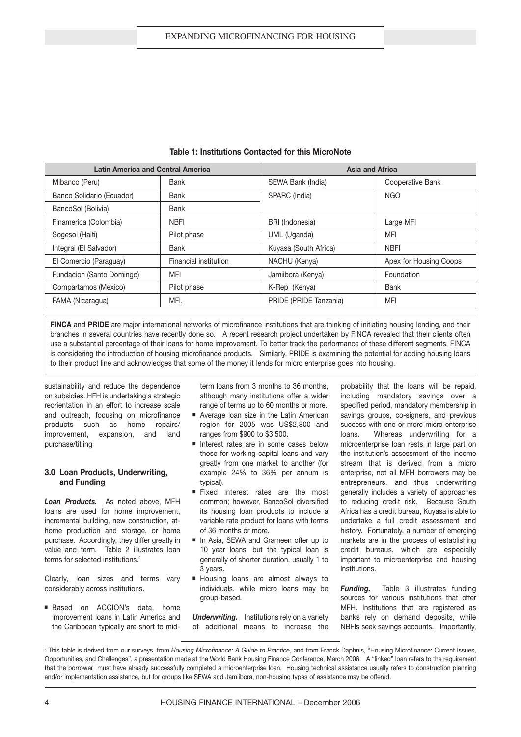**Table 1: Institutions Contacted for this MicroNote**

| Latin America and Central America | | Asia and Africa | |
|---|---|---|---|
| Mibanco (Peru) | Bank | SEWA Bank (India) | Cooperative Bank |
| Banco Solidario (Ecuador) | Bank | SPARC (India) | NGO |
| BancoSol (Bolivia) | Bank | | |
| Finamerica (Colombia) | NBFI | BRI (Indonesia) | Large MFI |
| Sogesol (Haiti) | Pilot phase | UML (Uganda) | MFI |
| Integral (El Salvador) | Bank | Kuyasa (South Africa) | NBFI |
| El Comercio (Paraguay) | Financial institution | NACHU (Kenya) | Apex for Housing Coops |
| Fundacion (Santo Domingo) | MFI | Jamiibora (Kenya) | Foundation |
| Compartamos (Mexico) | Pilot phase | K-Rep (Kenya) | Bank |
| FAMA (Nicaragua) | MFI, | PRIDE (PRIDE Tanzania) | MFI |

**FINCA** and **PRIDE** are major international networks of microfinance institutions that are thinking of initiating housing lending, and their branches in several countries have recently done so. A recent research project undertaken by FINCA revealed that their clients often use a substantial percentage of their loans for home improvement. To better track the performance of these different segments, FINCA is considering the introduction of housing microfinance products. Similarly, PRIDE is examining the potential for adding housing loans to their product line and acknowledges that some of the money it lends for micro enterprise goes into housing.

sustainability and reduce the dependence on subsidies. HFH is undertaking a strategic reorientation in an effort to increase scale and outreach, focusing on microfinance products such as home repairs/ improvement, expansion, and land purchase/titling

## 3.0 Loan Products, Underwriting, and Funding

***Loan Products.*** As noted above, MFH loans are used for home improvement, incremental building, new construction, at-home production and storage, or home purchase. Accordingly, they differ greatly in value and term. Table 2 illustrates loan terms for selected institutions.[2]

Clearly, loan sizes and terms vary considerably across institutions.

- Based on ACCION's data, home improvement loans in Latin America and the Caribbean typically are short to mid-term loans from 3 months to 36 months, although many institutions offer a wider range of terms up to 60 months or more.
- Average loan size in the Latin American region for 2005 was US$2,800 and ranges from $900 to $3,500.
- Interest rates are in some cases below those for working capital loans and vary greatly from one market to another (for example 24% to 36% per annum is typical).
- Fixed interest rates are the most common; however, BancoSol diversified its housing loan products to include a variable rate product for loans with terms of 36 months or more.
- In Asia, SEWA and Grameen offer up to 10 year loans, but the typical loan is generally of shorter duration, usually 1 to 3 years.
- Housing loans are almost always to individuals, while micro loans may be group-based.

***Underwriting.*** Institutions rely on a variety of additional means to increase the probability that the loans will be repaid, including mandatory savings over a specified period, mandatory membership in savings groups, co-signers, and previous success with one or more micro enterprise loans. Whereas underwriting for a microenterprise loan rests in large part on the institution's assessment of the income stream that is derived from a micro enterprise, not all MFH borrowers may be entrepreneurs, and thus underwriting generally includes a variety of approaches to reducing credit risk. Because South Africa has a credit bureau, Kuyasa is able to undertake a full credit assessment and history. Fortunately, a number of emerging markets are in the process of establishing credit bureaus, which are especially important to microenterprise and housing institutions.

***Funding.*** Table 3 illustrates funding sources for various institutions that offer MFH. Institutions that are registered as banks rely on demand deposits, while NBFIs seek savings accounts. Importantly,

[2] This table is derived from our surveys, from *Housing Microfinance: A Guide to Practice*, and from Franck Daphnis, "Housing Microfinance: Current Issues, Opportunities, and Challenges", a presentation made at the World Bank Housing Finance Conference, March 2006. A "linked" loan refers to the requirement that the borrower must have already successfully completed a microenterprise loan. Housing technical assistance usually refers to construction planning and/or implementation assistance, but for groups like SEWA and Jamiibora, non-housing types of assistance may be offered.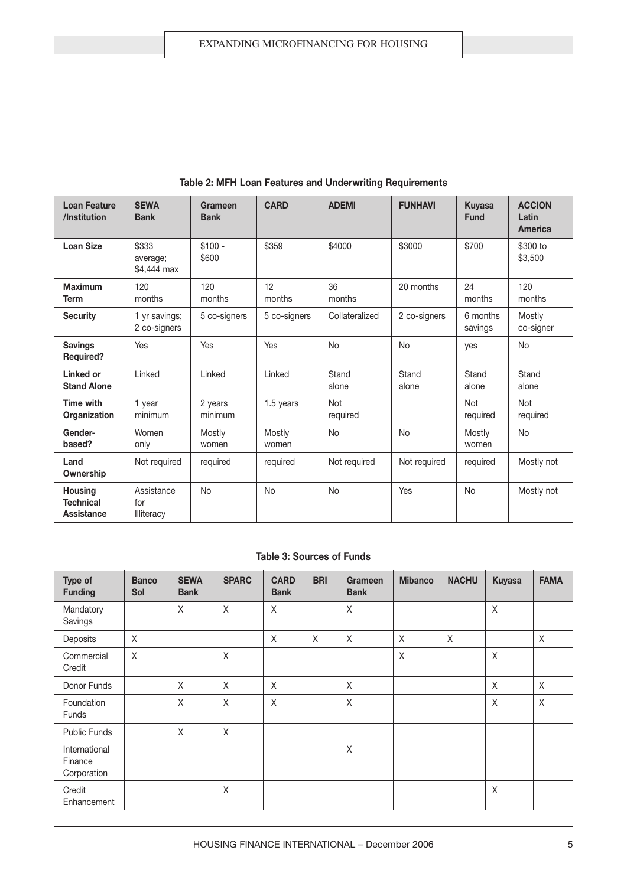**Table 2: MFH Loan Features and Underwriting Requirements**

| Loan Feature /Institution | SEWA Bank | Grameen Bank | CARD | ADEMI | FUNHAVI | Kuyasa Fund | ACCION Latin America |
|---|---|---|---|---|---|---|---|
| **Loan Size** | $333 average; $4,444 max | $100 - $600 | $359 | $4000 | $3000 | $700 | $300 to $3,500 |
| **Maximum Term** | 120 months | 120 months | 12 months | 36 months | 20 months | 24 months | 120 months |
| **Security** | 1 yr savings; 2 co-signers | 5 co-signers | 5 co-signers | Collateralized | 2 co-signers | 6 months savings | Mostly co-signer |
| **Savings Required?** | Yes | Yes | Yes | No | No | yes | No |
| **Linked or Stand Alone** | Linked | Linked | Linked | Stand alone | Stand alone | Stand alone | Stand alone |
| **Time with Organization** | 1 year minimum | 2 years minimum | 1.5 years | Not required | | Not required | Not required |
| **Gender-based?** | Women only | Mostly women | Mostly women | No | No | Mostly women | No |
| **Land Ownership** | Not required | required | required | Not required | Not required | required | Mostly not |
| **Housing Technical Assistance** | Assistance for Illiteracy | No | No | No | Yes | No | Mostly not |

**Table 3: Sources of Funds**

| Type of Funding | Banco Sol | SEWA Bank | SPARC | CARD Bank | BRI | Grameen Bank | Mibanco | NACHU | Kuyasa | FAMA |
|---|---|---|---|---|---|---|---|---|---|---|
| Mandatory Savings | | X | X | X | | X | | | X | |
| Deposits | X | | | X | X | X | X | X | | X |
| Commercial Credit | X | | X | | | | X | | X | |
| Donor Funds | | X | X | X | | X | | | X | X |
| Foundation Funds | | X | X | X | | X | | | X | X |
| Public Funds | | X | X | | | | | | | |
| International Finance Corporation | | | | | | X | | | | |
| Credit Enhancement | | | X | | | | | | X | |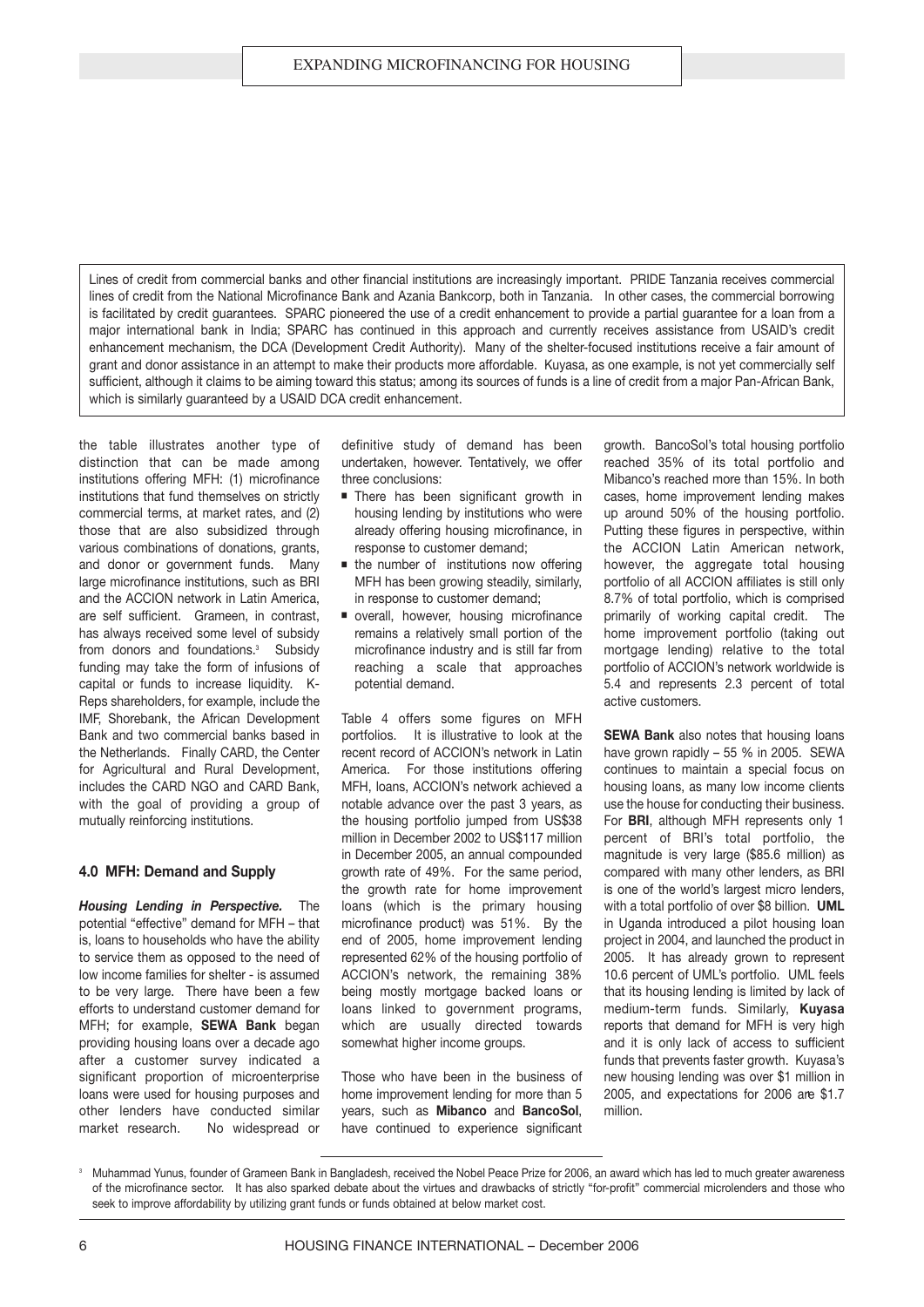Lines of credit from commercial banks and other financial institutions are increasingly important. PRIDE Tanzania receives commercial lines of credit from the National Microfinance Bank and Azania Bankcorp, both in Tanzania. In other cases, the commercial borrowing is facilitated by credit guarantees. SPARC pioneered the use of a credit enhancement to provide a partial guarantee for a loan from a major international bank in India; SPARC has continued in this approach and currently receives assistance from USAID's credit enhancement mechanism, the DCA (Development Credit Authority). Many of the shelter-focused institutions receive a fair amount of grant and donor assistance in an attempt to make their products more affordable. Kuyasa, as one example, is not yet commercially self sufficient, although it claims to be aiming toward this status; among its sources of funds is a line of credit from a major Pan-African Bank, which is similarly guaranteed by a USAID DCA credit enhancement.

the table illustrates another type of distinction that can be made among institutions offering MFH: (1) microfinance institutions that fund themselves on strictly commercial terms, at market rates, and (2) those that are also subsidized through various combinations of donations, grants, and donor or government funds. Many large microfinance institutions, such as BRI and the ACCION network in Latin America, are self sufficient. Grameen, in contrast, has always received some level of subsidy from donors and foundations.[3] Subsidy funding may take the form of infusions of capital or funds to increase liquidity. K-Reps shareholders, for example, include the IMF, Shorebank, the African Development Bank and two commercial banks based in the Netherlands. Finally CARD, the Center for Agricultural and Rural Development, includes the CARD NGO and CARD Bank, with the goal of providing a group of mutually reinforcing institutions.

## 4.0 MFH: Demand and Supply

***Housing Lending in Perspective.*** The potential "effective" demand for MFH – that is, loans to households who have the ability to service them as opposed to the need of low income families for shelter - is assumed to be very large. There have been a few efforts to understand customer demand for MFH; for example, **SEWA Bank** began providing housing loans over a decade ago after a customer survey indicated a significant proportion of microenterprise loans were used for housing purposes and other lenders have conducted similar market research. No widespread or definitive study of demand has been undertaken, however. Tentatively, we offer three conclusions:

- There has been significant growth in housing lending by institutions who were already offering housing microfinance, in response to customer demand;
- the number of institutions now offering MFH has been growing steadily, similarly, in response to customer demand;
- overall, however, housing microfinance remains a relatively small portion of the microfinance industry and is still far from reaching a scale that approaches potential demand.

Table 4 offers some figures on MFH portfolios. It is illustrative to look at the recent record of ACCION's network in Latin America. For those institutions offering MFH, loans, ACCION's network achieved a notable advance over the past 3 years, as the housing portfolio jumped from US$38 million in December 2002 to US$117 million in December 2005, an annual compounded growth rate of 49%. For the same period, the growth rate for home improvement loans (which is the primary housing microfinance product) was 51%. By the end of 2005, home improvement lending represented 62% of the housing portfolio of ACCION's network, the remaining 38% being mostly mortgage backed loans or loans linked to government programs, which are usually directed towards somewhat higher income groups.

Those who have been in the business of home improvement lending for more than 5 years, such as **Mibanco** and **BancoSol**, have continued to experience significant growth. BancoSol's total housing portfolio reached 35% of its total portfolio and Mibanco's reached more than 15%. In both cases, home improvement lending makes up around 50% of the housing portfolio. Putting these figures in perspective, within the ACCION Latin American network, however, the aggregate total housing portfolio of all ACCION affiliates is still only 8.7% of total portfolio, which is comprised primarily of working capital credit. The home improvement portfolio (taking out mortgage lending) relative to the total portfolio of ACCION's network worldwide is 5.4 and represents 2.3 percent of total active customers.

**SEWA Bank** also notes that housing loans have grown rapidly – 55 % in 2005. SEWA continues to maintain a special focus on housing loans, as many low income clients use the house for conducting their business. For **BRI**, although MFH represents only 1 percent of BRI's total portfolio, the magnitude is very large ($85.6 million) as compared with many other lenders, as BRI is one of the world's largest micro lenders, with a total portfolio of over $8 billion. **UML** in Uganda introduced a pilot housing loan project in 2004, and launched the product in 2005. It has already grown to represent 10.6 percent of UML's portfolio. UML feels that its housing lending is limited by lack of medium-term funds. Similarly, **Kuyasa** reports that demand for MFH is very high and it is only lack of access to sufficient funds that prevents faster growth. Kuyasa's new housing lending was over $1 million in 2005, and expectations for 2006 are $1.7 million.

[3] Muhammad Yunus, founder of Grameen Bank in Bangladesh, received the Nobel Peace Prize for 2006, an award which has led to much greater awareness of the microfinance sector. It has also sparked debate about the virtues and drawbacks of strictly "for-profit" commercial microlenders and those who seek to improve affordability by utilizing grant funds or funds obtained at below market cost.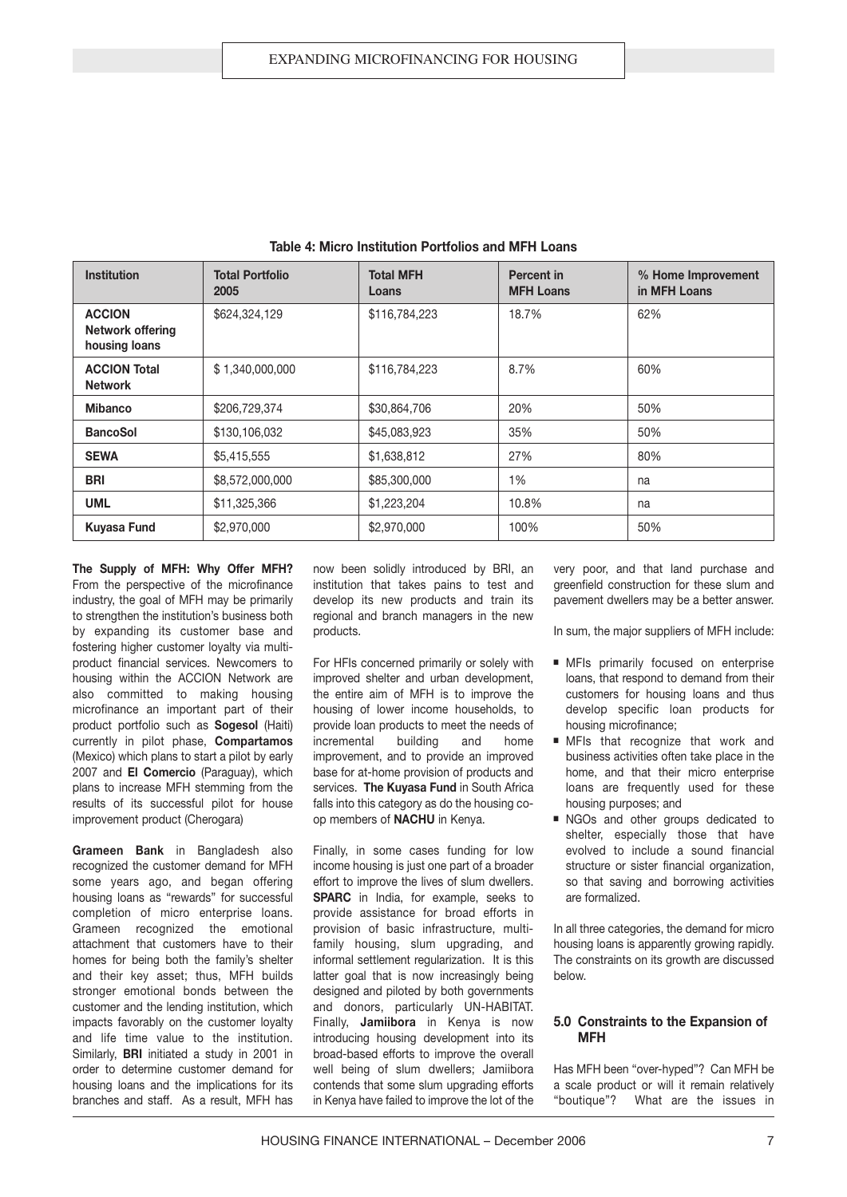**Table 4: Micro Institution Portfolios and MFH Loans**

| Institution | Total Portfolio 2005 | Total MFH Loans | Percent in MFH Loans | % Home Improvement in MFH Loans |
|---|---|---|---|---|
| **ACCION Network offering housing loans** | $624,324,129 | $116,784,223 | 18.7% | 62% |
| **ACCION Total Network** | $ 1,340,000,000 | $116,784,223 | 8.7% | 60% |
| **Mibanco** | $206,729,374 | $30,864,706 | 20% | 50% |
| **BancoSol** | $130,106,032 | $45,083,923 | 35% | 50% |
| **SEWA** | $5,415,555 | $1,638,812 | 27% | 80% |
| **BRI** | $8,572,000,000 | $85,300,000 | 1% | na |
| **UML** | $11,325,366 | $1,223,204 | 10.8% | na |
| **Kuyasa Fund** | $2,970,000 | $2,970,000 | 100% | 50% |

**The Supply of MFH: Why Offer MFH?** From the perspective of the microfinance industry, the goal of MFH may be primarily to strengthen the institution's business both by expanding its customer base and fostering higher customer loyalty via multi-product financial services. Newcomers to housing within the ACCION Network are also committed to making housing microfinance an important part of their product portfolio such as **Sogesol** (Haiti) currently in pilot phase, **Compartamos** (Mexico) which plans to start a pilot by early 2007 and **El Comercio** (Paraguay), which plans to increase MFH stemming from the results of its successful pilot for house improvement product (Cherogara)

**Grameen Bank** in Bangladesh also recognized the customer demand for MFH some years ago, and began offering housing loans as "rewards" for successful completion of micro enterprise loans. Grameen recognized the emotional attachment that customers have to their homes for being both the family's shelter and their key asset; thus, MFH builds stronger emotional bonds between the customer and the lending institution, which impacts favorably on the customer loyalty and life time value to the institution. Similarly, **BRI** initiated a study in 2001 in order to determine customer demand for housing loans and the implications for its branches and staff. As a result, MFH has now been solidly introduced by BRI, an institution that takes pains to test and develop its new products and train its regional and branch managers in the new products.

For HFIs concerned primarily or solely with improved shelter and urban development, the entire aim of MFH is to improve the housing of lower income households, to provide loan products to meet the needs of incremental building and home improvement, and to provide an improved base for at-home provision of products and services. **The Kuyasa Fund** in South Africa falls into this category as do the housing co-op members of **NACHU** in Kenya.

Finally, in some cases funding for low income housing is just one part of a broader effort to improve the lives of slum dwellers. **SPARC** in India, for example, seeks to provide assistance for broad efforts in provision of basic infrastructure, multi-family housing, slum upgrading, and informal settlement regularization. It is this latter goal that is now increasingly being designed and piloted by both governments and donors, particularly UN-HABITAT. Finally, **Jamiibora** in Kenya is now introducing housing development into its broad-based efforts to improve the overall well being of slum dwellers; Jamiibora contends that some slum upgrading efforts in Kenya have failed to improve the lot of the very poor, and that land purchase and greenfield construction for these slum and pavement dwellers may be a better answer.

In sum, the major suppliers of MFH include:

- MFIs primarily focused on enterprise loans, that respond to demand from their customers for housing loans and thus develop specific loan products for housing microfinance;
- MFIs that recognize that work and business activities often take place in the home, and that their micro enterprise loans are frequently used for these housing purposes; and
- NGOs and other groups dedicated to shelter, especially those that have evolved to include a sound financial structure or sister financial organization, so that saving and borrowing activities are formalized.

In all three categories, the demand for micro housing loans is apparently growing rapidly. The constraints on its growth are discussed below.

## 5.0 Constraints to the Expansion of MFH

Has MFH been "over-hyped"? Can MFH be a scale product or will it remain relatively "boutique"? What are the issues in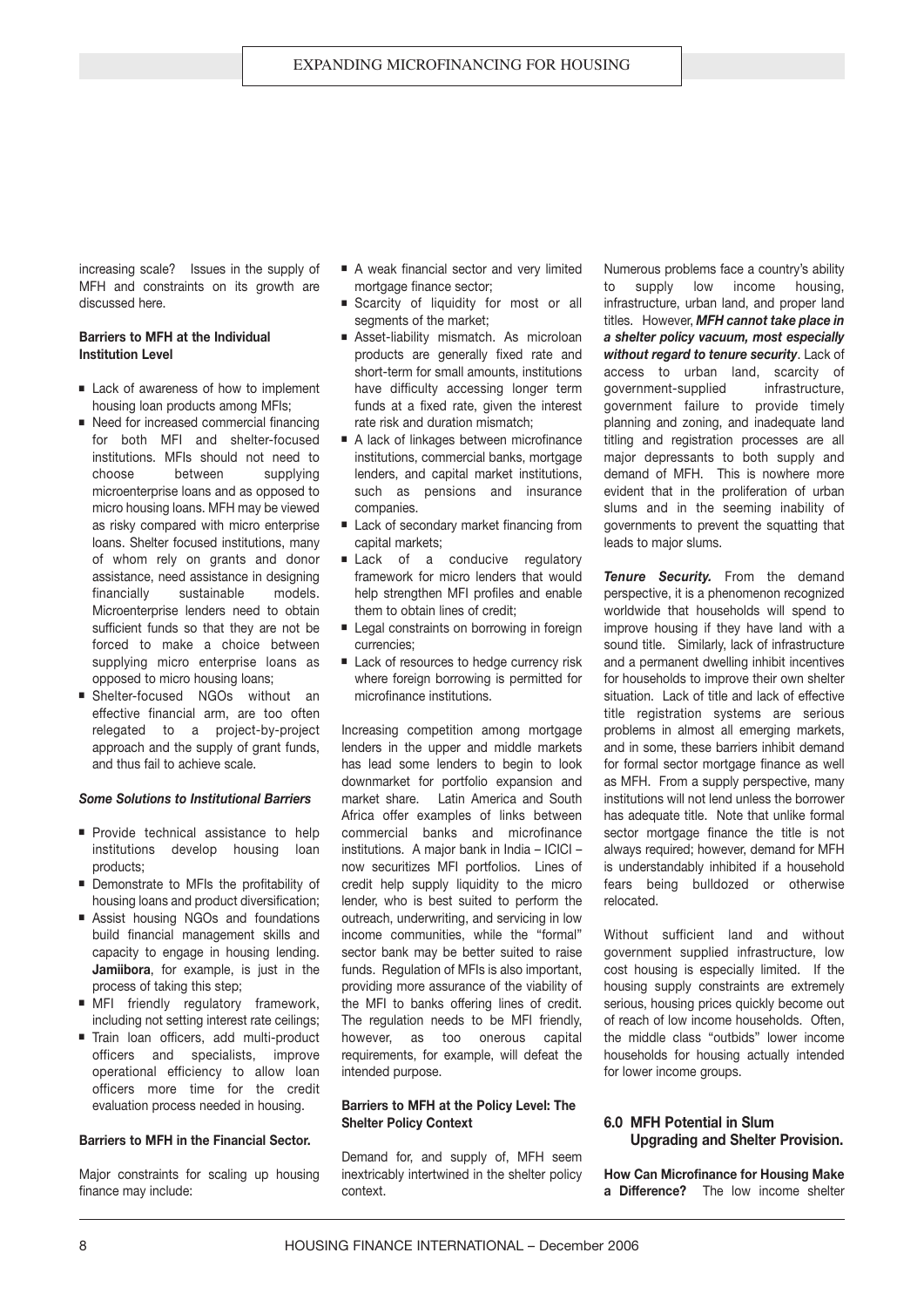increasing scale? Issues in the supply of MFH and constraints on its growth are discussed here.

**Barriers to MFH at the Individual Institution Level**

- Lack of awareness of how to implement housing loan products among MFIs;
- Need for increased commercial financing for both MFI and shelter-focused institutions. MFIs should not need to choose between supplying microenterprise loans and as opposed to micro housing loans. MFH may be viewed as risky compared with micro enterprise loans. Shelter focused institutions, many of whom rely on grants and donor assistance, need assistance in designing financially sustainable models. Microenterprise lenders need to obtain sufficient funds so that they are not be forced to make a choice between supplying micro enterprise loans as opposed to micro housing loans;
- Shelter-focused NGOs without an effective financial arm, are too often relegated to a project-by-project approach and the supply of grant funds, and thus fail to achieve scale.

***Some Solutions to Institutional Barriers***

- Provide technical assistance to help institutions develop housing loan products;
- Demonstrate to MFIs the profitability of housing loans and product diversification;
- Assist housing NGOs and foundations build financial management skills and capacity to engage in housing lending. **Jamiibora**, for example, is just in the process of taking this step;
- MFI friendly regulatory framework, including not setting interest rate ceilings;
- Train loan officers, add multi-product officers and specialists, improve operational efficiency to allow loan officers more time for the credit evaluation process needed in housing.

**Barriers to MFH in the Financial Sector.**

Major constraints for scaling up housing finance may include:

- A weak financial sector and very limited mortgage finance sector;
- Scarcity of liquidity for most or all segments of the market;
- Asset-liability mismatch. As microloan products are generally fixed rate and short-term for small amounts, institutions have difficulty accessing longer term funds at a fixed rate, given the interest rate risk and duration mismatch;
- A lack of linkages between microfinance institutions, commercial banks, mortgage lenders, and capital market institutions, such as pensions and insurance companies.
- Lack of secondary market financing from capital markets;
- Lack of a conducive regulatory framework for micro lenders that would help strengthen MFI profiles and enable them to obtain lines of credit;
- Legal constraints on borrowing in foreign currencies;
- Lack of resources to hedge currency risk where foreign borrowing is permitted for microfinance institutions.

Increasing competition among mortgage lenders in the upper and middle markets has lead some lenders to begin to look downmarket for portfolio expansion and market share. Latin America and South Africa offer examples of links between commercial banks and microfinance institutions. A major bank in India – ICICI – now securitizes MFI portfolios. Lines of credit help supply liquidity to the micro lender, who is best suited to perform the outreach, underwriting, and servicing in low income communities, while the "formal" sector bank may be better suited to raise funds. Regulation of MFIs is also important, providing more assurance of the viability of the MFI to banks offering lines of credit. The regulation needs to be MFI friendly, however, as too onerous capital requirements, for example, will defeat the intended purpose.

**Barriers to MFH at the Policy Level: The Shelter Policy Context**

Demand for, and supply of, MFH seem inextricably intertwined in the shelter policy context.

Numerous problems face a country's ability to supply low income housing, infrastructure, urban land, and proper land titles. However, ***MFH cannot take place in a shelter policy vacuum, most especially without regard to tenure security***. Lack of access to urban land, scarcity of government-supplied infrastructure, government failure to provide timely planning and zoning, and inadequate land titling and registration processes are all major depressants to both supply and demand of MFH. This is nowhere more evident that in the proliferation of urban slums and in the seeming inability of governments to prevent the squatting that leads to major slums.

***Tenure Security.*** From the demand perspective, it is a phenomenon recognized worldwide that households will spend to improve housing if they have land with a sound title. Similarly, lack of infrastructure and a permanent dwelling inhibit incentives for households to improve their own shelter situation. Lack of title and lack of effective title registration systems are serious problems in almost all emerging markets, and in some, these barriers inhibit demand for formal sector mortgage finance as well as MFH. From a supply perspective, many institutions will not lend unless the borrower has adequate title. Note that unlike formal sector mortgage finance the title is not always required; however, demand for MFH is understandably inhibited if a household fears being bulldozed or otherwise relocated.

Without sufficient land and without government supplied infrastructure, low cost housing is especially limited. If the housing supply constraints are extremely serious, housing prices quickly become out of reach of low income households. Often, the middle class "outbids" lower income households for housing actually intended for lower income groups.

## 6.0 MFH Potential in Slum Upgrading and Shelter Provision.

**How Can Microfinance for Housing Make a Difference?** The low income shelter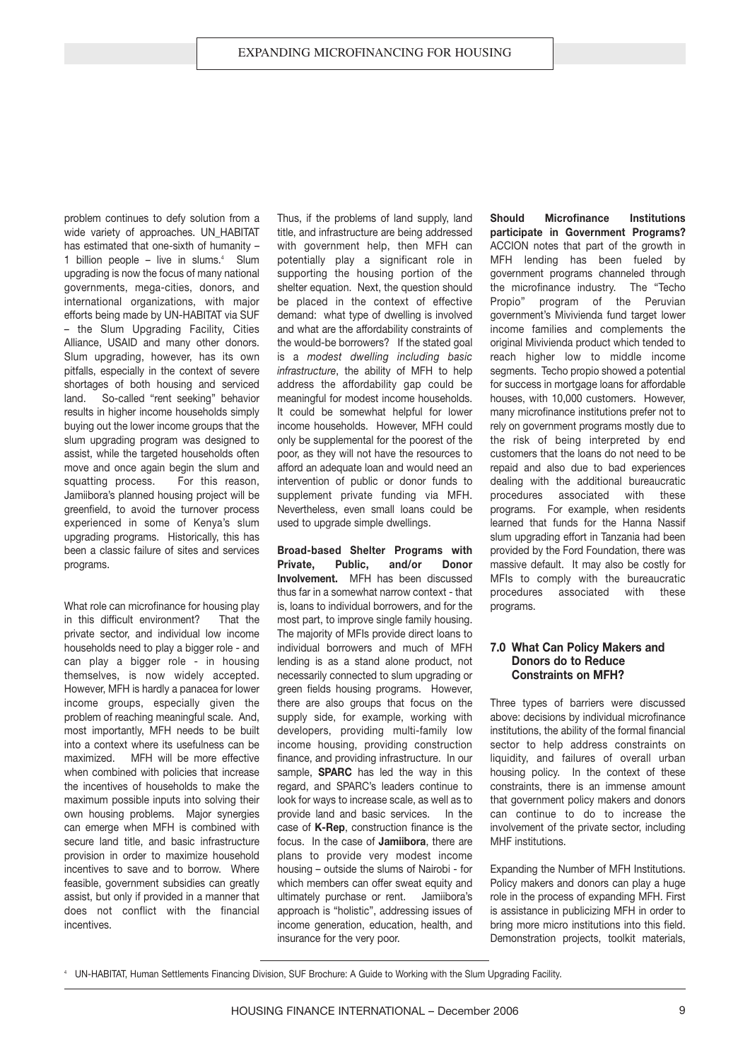problem continues to defy solution from a wide variety of approaches. UN_HABITAT has estimated that one-sixth of humanity – 1 billion people – live in slums.[4] Slum upgrading is now the focus of many national governments, mega-cities, donors, and international organizations, with major efforts being made by UN-HABITAT via SUF – the Slum Upgrading Facility, Cities Alliance, USAID and many other donors. Slum upgrading, however, has its own pitfalls, especially in the context of severe shortages of both housing and serviced land. So-called "rent seeking" behavior results in higher income households simply buying out the lower income groups that the slum upgrading program was designed to assist, while the targeted households often move and once again begin the slum and squatting process. For this reason, Jamiibora's planned housing project will be greenfield, to avoid the turnover process experienced in some of Kenya's slum upgrading programs. Historically, this has been a classic failure of sites and services programs.

What role can microfinance for housing play in this difficult environment? That the private sector, and individual low income households need to play a bigger role - and can play a bigger role - in housing themselves, is now widely accepted. However, MFH is hardly a panacea for lower income groups, especially given the problem of reaching meaningful scale. And, most importantly, MFH needs to be built into a context where its usefulness can be maximized. MFH will be more effective when combined with policies that increase the incentives of households to make the maximum possible inputs into solving their own housing problems. Major synergies can emerge when MFH is combined with secure land title, and basic infrastructure provision in order to maximize household incentives to save and to borrow. Where feasible, government subsidies can greatly assist, but only if provided in a manner that does not conflict with the financial incentives.

Thus, if the problems of land supply, land title, and infrastructure are being addressed with government help, then MFH can potentially play a significant role in supporting the housing portion of the shelter equation. Next, the question should be placed in the context of effective demand: what type of dwelling is involved and what are the affordability constraints of the would-be borrowers? If the stated goal is a *modest dwelling including basic infrastructure*, the ability of MFH to help address the affordability gap could be meaningful for modest income households. It could be somewhat helpful for lower income households. However, MFH could only be supplemental for the poorest of the poor, as they will not have the resources to afford an adequate loan and would need an intervention of public or donor funds to supplement private funding via MFH. Nevertheless, even small loans could be used to upgrade simple dwellings.

**Broad-based Shelter Programs with Private, Public, and/or Donor Involvement.** MFH has been discussed thus far in a somewhat narrow context - that is, loans to individual borrowers, and for the most part, to improve single family housing. The majority of MFIs provide direct loans to individual borrowers and much of MFH lending is as a stand alone product, not necessarily connected to slum upgrading or green fields housing programs. However, there are also groups that focus on the supply side, for example, working with developers, providing multi-family low income housing, providing construction finance, and providing infrastructure. In our sample, **SPARC** has led the way in this regard, and SPARC's leaders continue to look for ways to increase scale, as well as to provide land and basic services. In the case of **K-Rep**, construction finance is the focus. In the case of **Jamiibora**, there are plans to provide very modest income housing – outside the slums of Nairobi - for which members can offer sweat equity and ultimately purchase or rent. Jamiibora's approach is "holistic", addressing issues of income generation, education, health, and insurance for the very poor.

**Should Microfinance Institutions participate in Government Programs?** ACCION notes that part of the growth in MFH lending has been fueled by government programs channeled through the microfinance industry. The "Techo Propio" program of the Peruvian government's Mivivienda fund target lower income families and complements the original Mivivienda product which tended to reach higher low to middle income segments. Techo propio showed a potential for success in mortgage loans for affordable houses, with 10,000 customers. However, many microfinance institutions prefer not to rely on government programs mostly due to the risk of being interpreted by end customers that the loans do not need to be repaid and also due to bad experiences dealing with the additional bureaucratic procedures associated with these programs. For example, when residents learned that funds for the Hanna Nassif slum upgrading effort in Tanzania had been provided by the Ford Foundation, there was massive default. It may also be costly for MFIs to comply with the bureaucratic procedures associated with these programs.

## 7.0 What Can Policy Makers and Donors do to Reduce Constraints on MFH?

Three types of barriers were discussed above: decisions by individual microfinance institutions, the ability of the formal financial sector to help address constraints on liquidity, and failures of overall urban housing policy. In the context of these constraints, there is an immense amount that government policy makers and donors can continue to do to increase the involvement of the private sector, including MHF institutions.

Expanding the Number of MFH Institutions. Policy makers and donors can play a huge role in the process of expanding MFH. First is assistance in publicizing MFH in order to bring more micro institutions into this field. Demonstration projects, toolkit materials,

[4] UN-HABITAT, Human Settlements Financing Division, SUF Brochure: A Guide to Working with the Slum Upgrading Facility.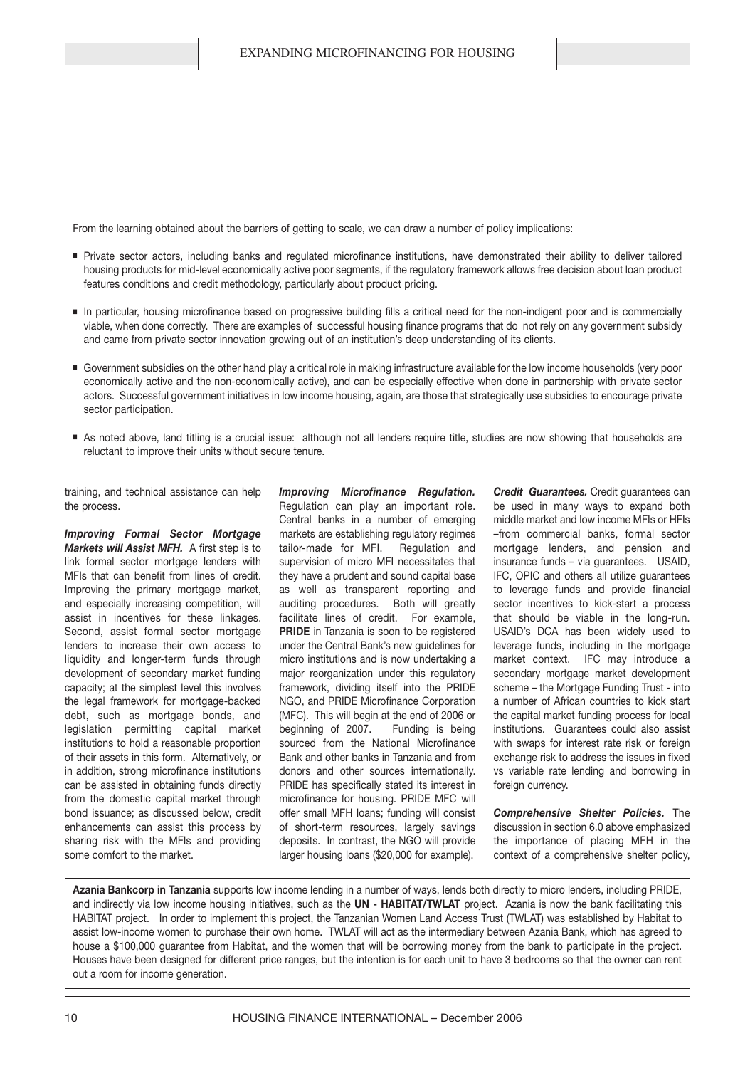From the learning obtained about the barriers of getting to scale, we can draw a number of policy implications:

- Private sector actors, including banks and regulated microfinance institutions, have demonstrated their ability to deliver tailored housing products for mid-level economically active poor segments, if the regulatory framework allows free decision about loan product features conditions and credit methodology, particularly about product pricing.
- In particular, housing microfinance based on progressive building fills a critical need for the non-indigent poor and is commercially viable, when done correctly. There are examples of successful housing finance programs that do not rely on any government subsidy and came from private sector innovation growing out of an institution's deep understanding of its clients.
- Government subsidies on the other hand play a critical role in making infrastructure available for the low income households (very poor economically active and the non-economically active), and can be especially effective when done in partnership with private sector actors. Successful government initiatives in low income housing, again, are those that strategically use subsidies to encourage private sector participation.
- As noted above, land titling is a crucial issue: although not all lenders require title, studies are now showing that households are reluctant to improve their units without secure tenure.

training, and technical assistance can help the process.

***Improving Formal Sector Mortgage Markets will Assist MFH.*** A first step is to link formal sector mortgage lenders with MFIs that can benefit from lines of credit. Improving the primary mortgage market, and especially increasing competition, will assist in incentives for these linkages. Second, assist formal sector mortgage lenders to increase their own access to liquidity and longer-term funds through development of secondary market funding capacity; at the simplest level this involves the legal framework for mortgage-backed debt, such as mortgage bonds, and legislation permitting capital market institutions to hold a reasonable proportion of their assets in this form. Alternatively, or in addition, strong microfinance institutions can be assisted in obtaining funds directly from the domestic capital market through bond issuance; as discussed below, credit enhancements can assist this process by sharing risk with the MFIs and providing some comfort to the market.

***Improving Microfinance Regulation.*** Regulation can play an important role. Central banks in a number of emerging markets are establishing regulatory regimes tailor-made for MFI. Regulation and supervision of micro MFI necessitates that they have a prudent and sound capital base as well as transparent reporting and auditing procedures. Both will greatly facilitate lines of credit. For example, **PRIDE** in Tanzania is soon to be registered under the Central Bank's new guidelines for micro institutions and is now undertaking a major reorganization under this regulatory framework, dividing itself into the PRIDE NGO, and PRIDE Microfinance Corporation (MFC). This will begin at the end of 2006 or beginning of 2007. Funding is being sourced from the National Microfinance Bank and other banks in Tanzania and from donors and other sources internationally. PRIDE has specifically stated its interest in microfinance for housing. PRIDE MFC will offer small MFH loans; funding will consist of short-term resources, largely savings deposits. In contrast, the NGO will provide larger housing loans ($20,000 for example).

***Credit Guarantees.*** Credit guarantees can be used in many ways to expand both middle market and low income MFIs or HFIs –from commercial banks, formal sector mortgage lenders, and pension and insurance funds – via guarantees. USAID, IFC, OPIC and others all utilize guarantees to leverage funds and provide financial sector incentives to kick-start a process that should be viable in the long-run. USAID's DCA has been widely used to leverage funds, including in the mortgage market context. IFC may introduce a secondary mortgage market development scheme – the Mortgage Funding Trust - into a number of African countries to kick start the capital market funding process for local institutions. Guarantees could also assist with swaps for interest rate risk or foreign exchange risk to address the issues in fixed vs variable rate lending and borrowing in foreign currency.

***Comprehensive Shelter Policies.*** The discussion in section 6.0 above emphasized the importance of placing MFH in the context of a comprehensive shelter policy,

**Azania Bankcorp in Tanzania** supports low income lending in a number of ways, lends both directly to micro lenders, including PRIDE, and indirectly via low income housing initiatives, such as the **UN - HABITAT/TWLAT** project. Azania is now the bank facilitating this HABITAT project. In order to implement this project, the Tanzanian Women Land Access Trust (TWLAT) was established by Habitat to assist low-income women to purchase their own home. TWLAT will act as the intermediary between Azania Bank, which has agreed to house a $100,000 guarantee from Habitat, and the women that will be borrowing money from the bank to participate in the project. Houses have been designed for different price ranges, but the intention is for each unit to have 3 bedrooms so that the owner can rent out a room for income generation.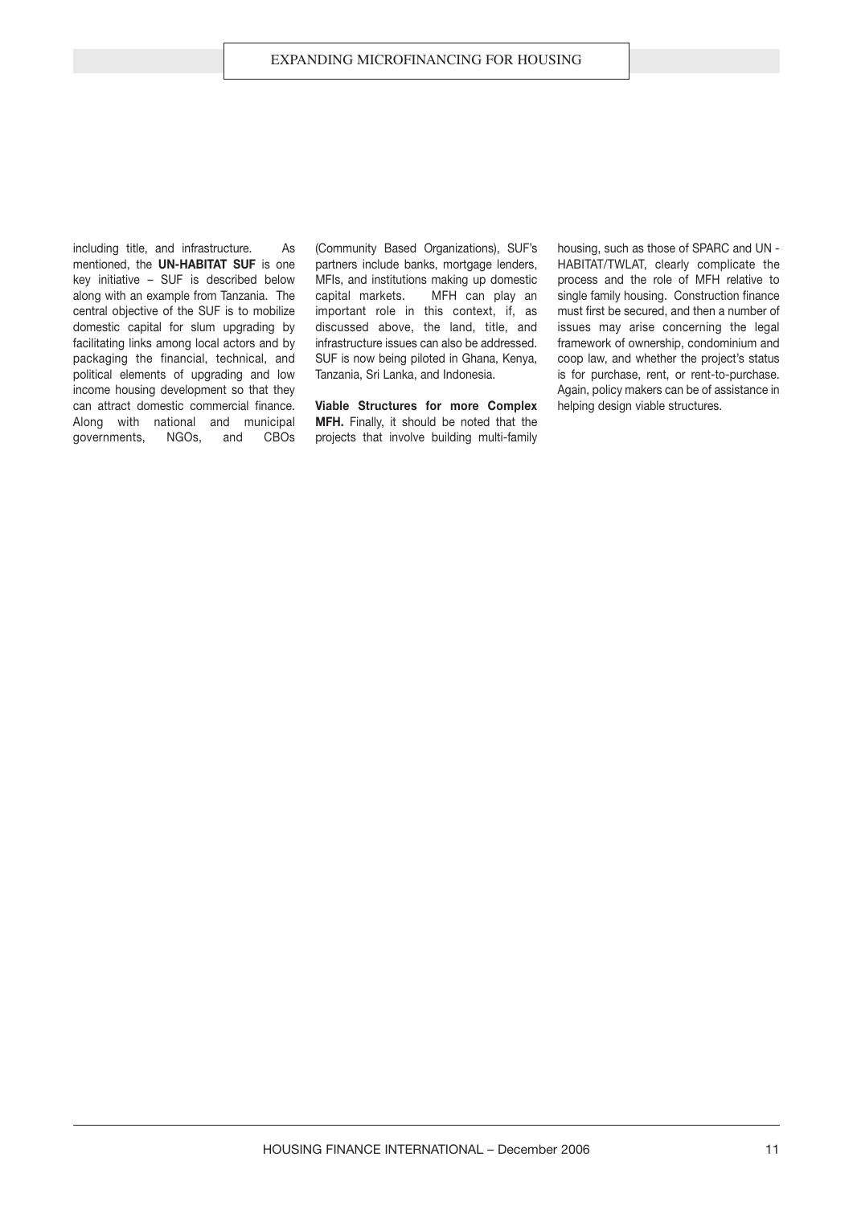including title, and infrastructure. As mentioned, the **UN-HABITAT SUF** is one key initiative – SUF is described below along with an example from Tanzania. The central objective of the SUF is to mobilize domestic capital for slum upgrading by facilitating links among local actors and by packaging the financial, technical, and political elements of upgrading and low income housing development so that they can attract domestic commercial finance. Along with national and municipal governments, NGOs, and CBOs (Community Based Organizations), SUF's partners include banks, mortgage lenders, MFIs, and institutions making up domestic capital markets. MFH can play an important role in this context, if, as discussed above, the land, title, and infrastructure issues can also be addressed. SUF is now being piloted in Ghana, Kenya, Tanzania, Sri Lanka, and Indonesia.

**Viable Structures for more Complex MFH.** Finally, it should be noted that the projects that involve building multi-family housing, such as those of SPARC and UN - HABITAT/TWLAT, clearly complicate the process and the role of MFH relative to single family housing. Construction finance must first be secured, and then a number of issues may arise concerning the legal framework of ownership, condominium and coop law, and whether the project's status is for purchase, rent, or rent-to-purchase. Again, policy makers can be of assistance in helping design viable structures.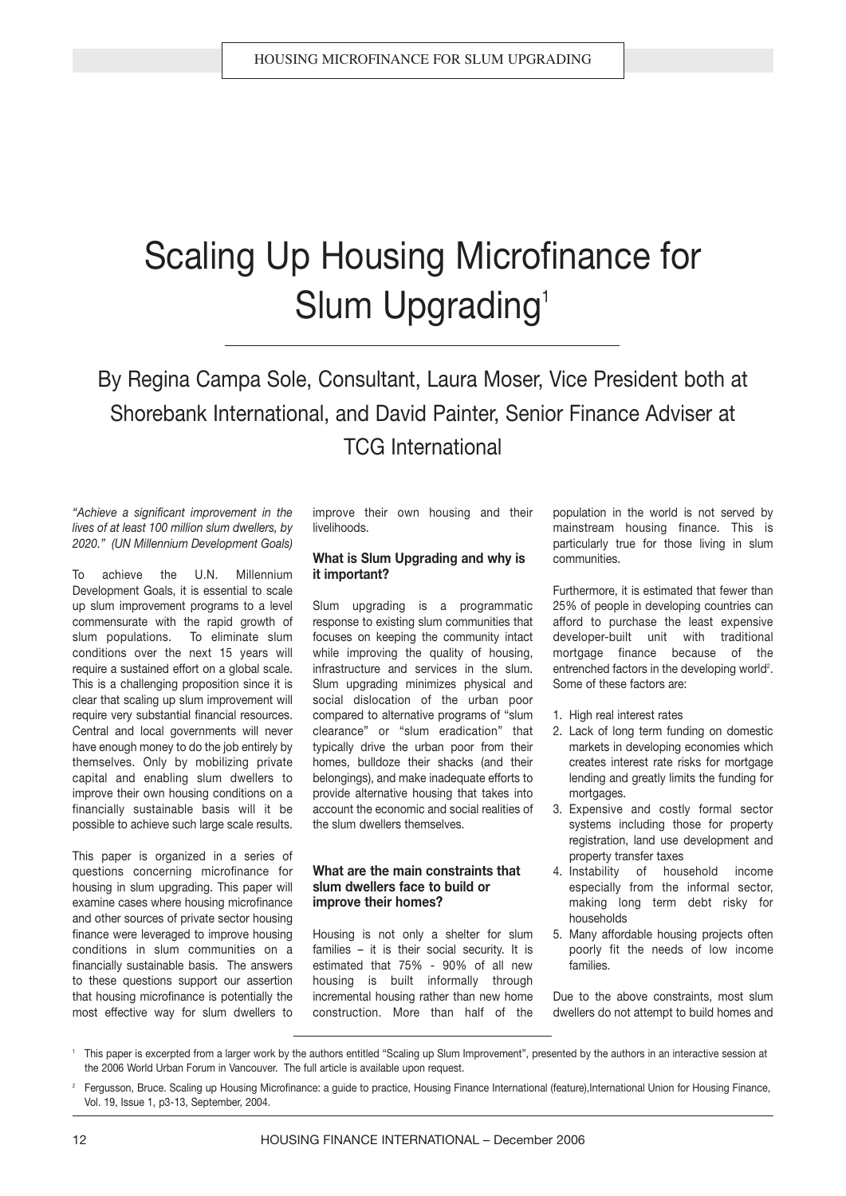# Scaling Up Housing Microfinance for Slum Upgrading[1]

## By Regina Campa Sole, Consultant, Laura Moser, Vice President both at Shorebank International, and David Painter, Senior Finance Adviser at TCG International

*"Achieve a significant improvement in the lives of at least 100 million slum dwellers, by 2020." (UN Millennium Development Goals)*

To achieve the U.N. Millennium Development Goals, it is essential to scale up slum improvement programs to a level commensurate with the rapid growth of slum populations. To eliminate slum conditions over the next 15 years will require a sustained effort on a global scale. This is a challenging proposition since it is clear that scaling up slum improvement will require very substantial financial resources. Central and local governments will never have enough money to do the job entirely by themselves. Only by mobilizing private capital and enabling slum dwellers to improve their own housing conditions on a financially sustainable basis will it be possible to achieve such large scale results.

This paper is organized in a series of questions concerning microfinance for housing in slum upgrading. This paper will examine cases where housing microfinance and other sources of private sector housing finance were leveraged to improve housing conditions in slum communities on a financially sustainable basis. The answers to these questions support our assertion that housing microfinance is potentially the most effective way for slum dwellers to improve their own housing and their livelihoods.

**What is Slum Upgrading and why is it important?**

Slum upgrading is a programmatic response to existing slum communities that focuses on keeping the community intact while improving the quality of housing, infrastructure and services in the slum. Slum upgrading minimizes physical and social dislocation of the urban poor compared to alternative programs of "slum clearance" or "slum eradication" that typically drive the urban poor from their homes, bulldoze their shacks (and their belongings), and make inadequate efforts to provide alternative housing that takes into account the economic and social realities of the slum dwellers themselves.

**What are the main constraints that slum dwellers face to build or improve their homes?**

Housing is not only a shelter for slum families – it is their social security. It is estimated that 75% - 90% of all new housing is built informally through incremental housing rather than new home construction. More than half of the population in the world is not served by mainstream housing finance. This is particularly true for those living in slum communities.

Furthermore, it is estimated that fewer than 25% of people in developing countries can afford to purchase the least expensive developer-built unit with traditional mortgage finance because of the entrenched factors in the developing world[2]. Some of these factors are:

1. High real interest rates
2. Lack of long term funding on domestic markets in developing economies which creates interest rate risks for mortgage lending and greatly limits the funding for mortgages.
3. Expensive and costly formal sector systems including those for property registration, land use development and property transfer taxes
4. Instability of household income especially from the informal sector, making long term debt risky for households
5. Many affordable housing projects often poorly fit the needs of low income families.

Due to the above constraints, most slum dwellers do not attempt to build homes and

---

[1] This paper is excerpted from a larger work by the authors entitled "Scaling up Slum Improvement", presented by the authors in an interactive session at the 2006 World Urban Forum in Vancouver. The full article is available upon request.

[2] Fergusson, Bruce. Scaling up Housing Microfinance: a guide to practice, Housing Finance International (feature),International Union for Housing Finance, Vol. 19, Issue 1, p3-13, September, 2004.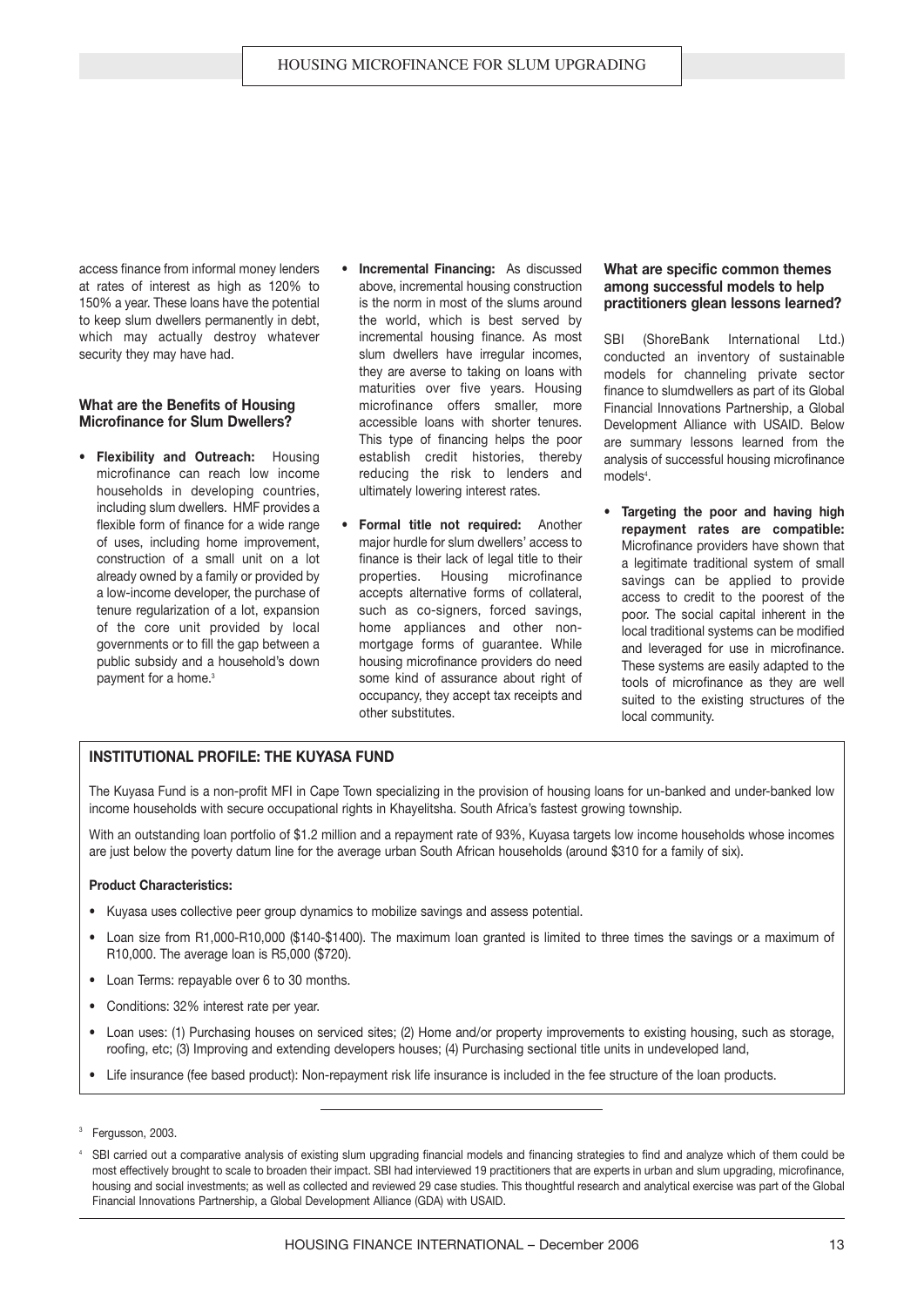access finance from informal money lenders at rates of interest as high as 120% to 150% a year. These loans have the potential to keep slum dwellers permanently in debt, which may actually destroy whatever security they may have had.

### What are the Benefits of Housing Microfinance for Slum Dwellers?

- **Flexibility and Outreach:** Housing microfinance can reach low income households in developing countries, including slum dwellers. HMF provides a flexible form of finance for a wide range of uses, including home improvement, construction of a small unit on a lot already owned by a family or provided by a low-income developer, the purchase of tenure regularization of a lot, expansion of the core unit provided by local governments or to fill the gap between a public subsidy and a household's down payment for a home.[3]
- **Incremental Financing:** As discussed above, incremental housing construction is the norm in most of the slums around the world, which is best served by incremental housing finance. As most slum dwellers have irregular incomes, they are averse to taking on loans with maturities over five years. Housing microfinance offers smaller, more accessible loans with shorter tenures. This type of financing helps the poor establish credit histories, thereby reducing the risk to lenders and ultimately lowering interest rates.
- **Formal title not required:** Another major hurdle for slum dwellers' access to finance is their lack of legal title to their properties. Housing microfinance accepts alternative forms of collateral, such as co-signers, forced savings, home appliances and other non-mortgage forms of guarantee. While housing microfinance providers do need some kind of assurance about right of occupancy, they accept tax receipts and other substitutes.

### What are specific common themes among successful models to help practitioners glean lessons learned?

SBI (ShoreBank International Ltd.) conducted an inventory of sustainable models for channeling private sector finance to slumdwellers as part of its Global Financial Innovations Partnership, a Global Development Alliance with USAID. Below are summary lessons learned from the analysis of successful housing microfinance models[4].

- **Targeting the poor and having high repayment rates are compatible:** Microfinance providers have shown that a legitimate traditional system of small savings can be applied to provide access to credit to the poorest of the poor. The social capital inherent in the local traditional systems can be modified and leveraged for use in microfinance. These systems are easily adapted to the tools of microfinance as they are well suited to the existing structures of the local community.

### INSTITUTIONAL PROFILE: THE KUYASA FUND

The Kuyasa Fund is a non-profit MFI in Cape Town specializing in the provision of housing loans for un-banked and under-banked low income households with secure occupational rights in Khayelitsha. South Africa's fastest growing township.

With an outstanding loan portfolio of $1.2 million and a repayment rate of 93%, Kuyasa targets low income households whose incomes are just below the poverty datum line for the average urban South African households (around $310 for a family of six).

**Product Characteristics:**

- Kuyasa uses collective peer group dynamics to mobilize savings and assess potential.
- Loan size from R1,000-R10,000 ($140-$1400). The maximum loan granted is limited to three times the savings or a maximum of R10,000. The average loan is R5,000 ($720).
- Loan Terms: repayable over 6 to 30 months.
- Conditions: 32% interest rate per year.
- Loan uses: (1) Purchasing houses on serviced sites; (2) Home and/or property improvements to existing housing, such as storage, roofing, etc; (3) Improving and extending developers houses; (4) Purchasing sectional title units in undeveloped land,
- Life insurance (fee based product): Non-repayment risk life insurance is included in the fee structure of the loan products.

---

[3] Fergusson, 2003.

[4] SBI carried out a comparative analysis of existing slum upgrading financial models and financing strategies to find and analyze which of them could be most effectively brought to scale to broaden their impact. SBI had interviewed 19 practitioners that are experts in urban and slum upgrading, microfinance, housing and social investments; as well as collected and reviewed 29 case studies. This thoughtful research and analytical exercise was part of the Global Financial Innovations Partnership, a Global Development Alliance (GDA) with USAID.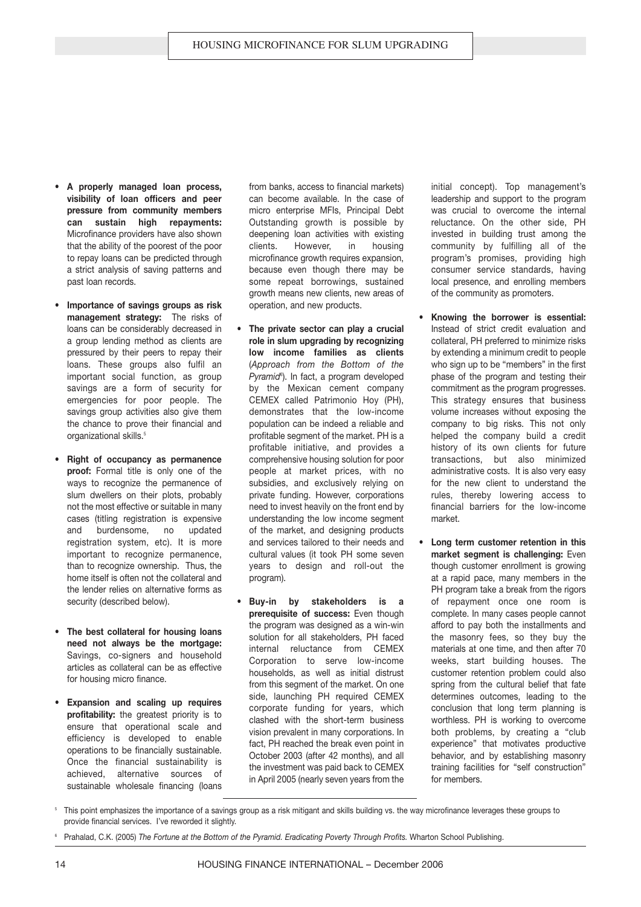- **A properly managed loan process, visibility of loan officers and peer pressure from community members can sustain high repayments:** Microfinance providers have also shown that the ability of the poorest of the poor to repay loans can be predicted through a strict analysis of saving patterns and past loan records.

- **Importance of savings groups as risk management strategy:** The risks of loans can be considerably decreased in a group lending method as clients are pressured by their peers to repay their loans. These groups also fulfil an important social function, as group savings are a form of security for emergencies for poor people. The savings group activities also give them the chance to prove their financial and organizational skills.[5]

- **Right of occupancy as permanence proof:** Formal title is only one of the ways to recognize the permanence of slum dwellers on their plots, probably not the most effective or suitable in many cases (titling registration is expensive and burdensome, no updated registration system, etc). It is more important to recognize permanence, than to recognize ownership. Thus, the home itself is often not the collateral and the lender relies on alternative forms as security (described below).

- **The best collateral for housing loans need not always be the mortgage:** Savings, co-signers and household articles as collateral can be as effective for housing micro finance.

- **Expansion and scaling up requires profitability:** the greatest priority is to ensure that operational scale and efficiency is developed to enable operations to be financially sustainable. Once the financial sustainability is achieved, alternative sources of sustainable wholesale financing (loans from banks, access to financial markets) can become available. In the case of micro enterprise MFIs, Principal Debt Outstanding growth is possible by deepening loan activities with existing clients. However, in housing microfinance growth requires expansion, because even though there may be some repeat borrowings, sustained growth means new clients, new areas of operation, and new products.

- **The private sector can play a crucial role in slum upgrading by recognizing low income families as clients** (*Approach from the Bottom of the Pyramid*[6]). In fact, a program developed by the Mexican cement company CEMEX called Patrimonio Hoy (PH), demonstrates that the low-income population can be indeed a reliable and profitable segment of the market. PH is a profitable initiative, and provides a comprehensive housing solution for poor people at market prices, with no subsidies, and exclusively relying on private funding. However, corporations need to invest heavily on the front end by understanding the low income segment of the market, and designing products and services tailored to their needs and cultural values (it took PH some seven years to design and roll-out the program).

- **Buy-in by stakeholders is a prerequisite of success:** Even though the program was designed as a win-win solution for all stakeholders, PH faced internal reluctance from CEMEX Corporation to serve low-income households, as well as initial distrust from this segment of the market. On one side, launching PH required CEMEX corporate funding for years, which clashed with the short-term business vision prevalent in many corporations. In fact, PH reached the break even point in October 2003 (after 42 months), and all the investment was paid back to CEMEX in April 2005 (nearly seven years from the initial concept). Top management's leadership and support to the program was crucial to overcome the internal reluctance. On the other side, PH invested in building trust among the community by fulfilling all of the program's promises, providing high consumer service standards, having local presence, and enrolling members of the community as promoters.

- **Knowing the borrower is essential:** Instead of strict credit evaluation and collateral, PH preferred to minimize risks by extending a minimum credit to people who sign up to be "members" in the first phase of the program and testing their commitment as the program progresses. This strategy ensures that business volume increases without exposing the company to big risks. This not only helped the company build a credit history of its own clients for future transactions, but also minimized administrative costs. It is also very easy for the new client to understand the rules, thereby lowering access to financial barriers for the low-income market.

- **Long term customer retention in this market segment is challenging:** Even though customer enrollment is growing at a rapid pace, many members in the PH program take a break from the rigors of repayment once one room is complete. In many cases people cannot afford to pay both the installments and the masonry fees, so they buy the materials at one time, and then after 70 weeks, start building houses. The customer retention problem could also spring from the cultural belief that fate determines outcomes, leading to the conclusion that long term planning is worthless. PH is working to overcome both problems, by creating a "club experience" that motivates productive behavior, and by establishing masonry training facilities for "self construction" for members.

---

[5] This point emphasizes the importance of a savings group as a risk mitigant and skills building vs. the way microfinance leverages these groups to provide financial services. I've reworded it slightly.

[6] Prahalad, C.K. (2005) *The Fortune at the Bottom of the Pyramid. Eradicating Poverty Through Profits.* Wharton School Publishing.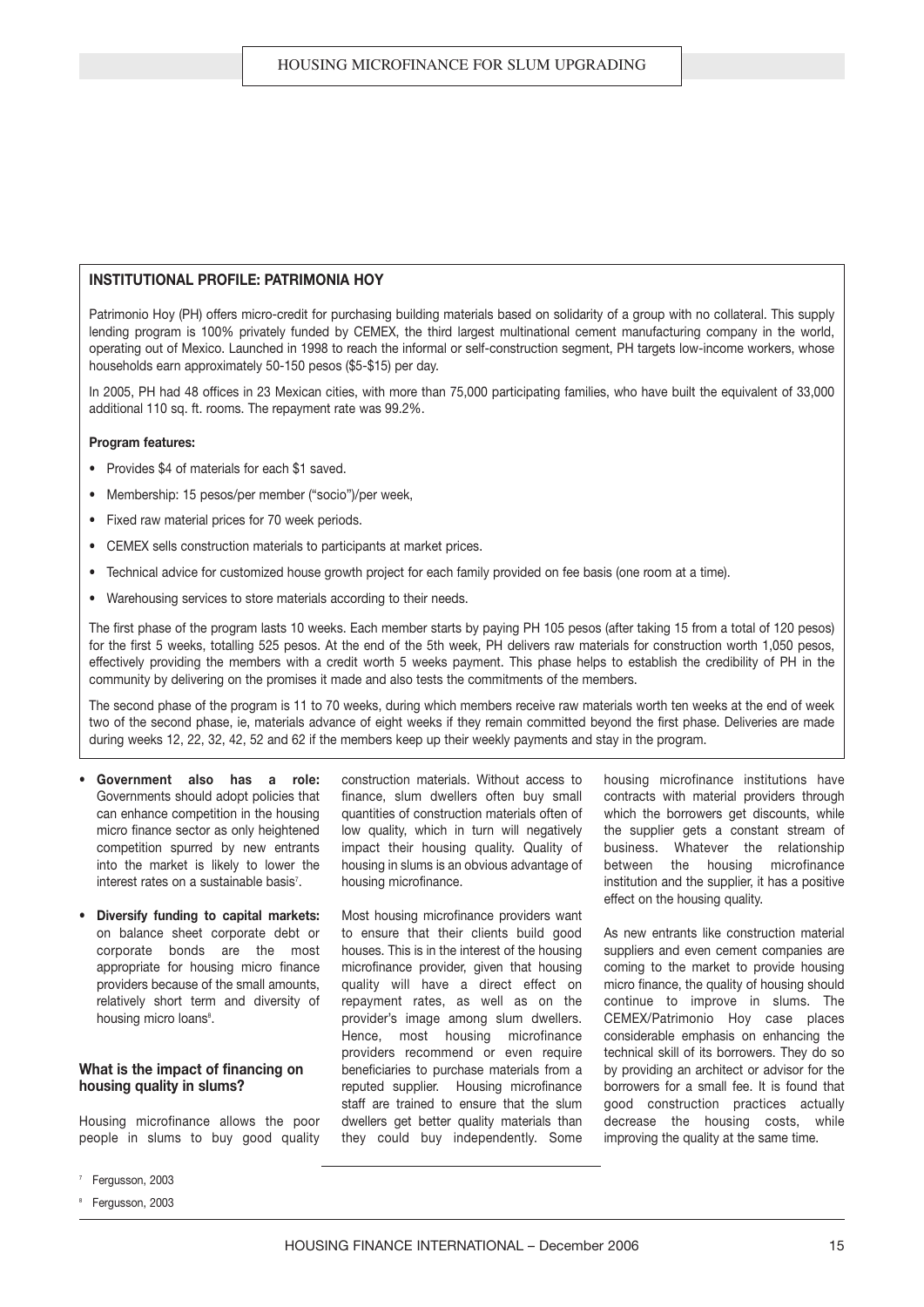**INSTITUTIONAL PROFILE: PATRIMONIA HOY**

Patrimonio Hoy (PH) offers micro-credit for purchasing building materials based on solidarity of a group with no collateral. This supply lending program is 100% privately funded by CEMEX, the third largest multinational cement manufacturing company in the world, operating out of Mexico. Launched in 1998 to reach the informal or self-construction segment, PH targets low-income workers, whose households earn approximately 50-150 pesos ($5-$15) per day.

In 2005, PH had 48 offices in 23 Mexican cities, with more than 75,000 participating families, who have built the equivalent of 33,000 additional 110 sq. ft. rooms. The repayment rate was 99.2%.

**Program features:**

- Provides $4 of materials for each $1 saved.
- Membership: 15 pesos/per member ("socio")/per week,
- Fixed raw material prices for 70 week periods.
- CEMEX sells construction materials to participants at market prices.
- Technical advice for customized house growth project for each family provided on fee basis (one room at a time).
- Warehousing services to store materials according to their needs.

The first phase of the program lasts 10 weeks. Each member starts by paying PH 105 pesos (after taking 15 from a total of 120 pesos) for the first 5 weeks, totalling 525 pesos. At the end of the 5th week, PH delivers raw materials for construction worth 1,050 pesos, effectively providing the members with a credit worth 5 weeks payment. This phase helps to establish the credibility of PH in the community by delivering on the promises it made and also tests the commitments of the members.

The second phase of the program is 11 to 70 weeks, during which members receive raw materials worth ten weeks at the end of week two of the second phase, ie, materials advance of eight weeks if they remain committed beyond the first phase. Deliveries are made during weeks 12, 22, 32, 42, 52 and 62 if the members keep up their weekly payments and stay in the program.

- **Government also has a role:** Governments should adopt policies that can enhance competition in the housing micro finance sector as only heightened competition spurred by new entrants into the market is likely to lower the interest rates on a sustainable basis[7].
- **Diversify funding to capital markets:** on balance sheet corporate debt or corporate bonds are the most appropriate for housing micro finance providers because of the small amounts, relatively short term and diversity of housing micro loans[8].

### What is the impact of financing on housing quality in slums?

Housing microfinance allows the poor people in slums to buy good quality construction materials. Without access to finance, slum dwellers often buy small quantities of construction materials often of low quality, which in turn will negatively impact their housing quality. Quality of housing in slums is an obvious advantage of housing microfinance.

Most housing microfinance providers want to ensure that their clients build good houses. This is in the interest of the housing microfinance provider, given that housing quality will have a direct effect on repayment rates, as well as on the provider's image among slum dwellers. Hence, most housing microfinance providers recommend or even require beneficiaries to purchase materials from a reputed supplier. Housing microfinance staff are trained to ensure that the slum dwellers get better quality materials than they could buy independently. Some housing microfinance institutions have contracts with material providers through which the borrowers get discounts, while the supplier gets a constant stream of business. Whatever the relationship between the housing microfinance institution and the supplier, it has a positive effect on the housing quality.

As new entrants like construction material suppliers and even cement companies are coming to the market to provide housing micro finance, the quality of housing should continue to improve in slums. The CEMEX/Patrimonio Hoy case places considerable emphasis on enhancing the technical skill of its borrowers. They do so by providing an architect or advisor for the borrowers for a small fee. It is found that good construction practices actually decrease the housing costs, while improving the quality at the same time.

[7] Fergusson, 2003

[8] Fergusson, 2003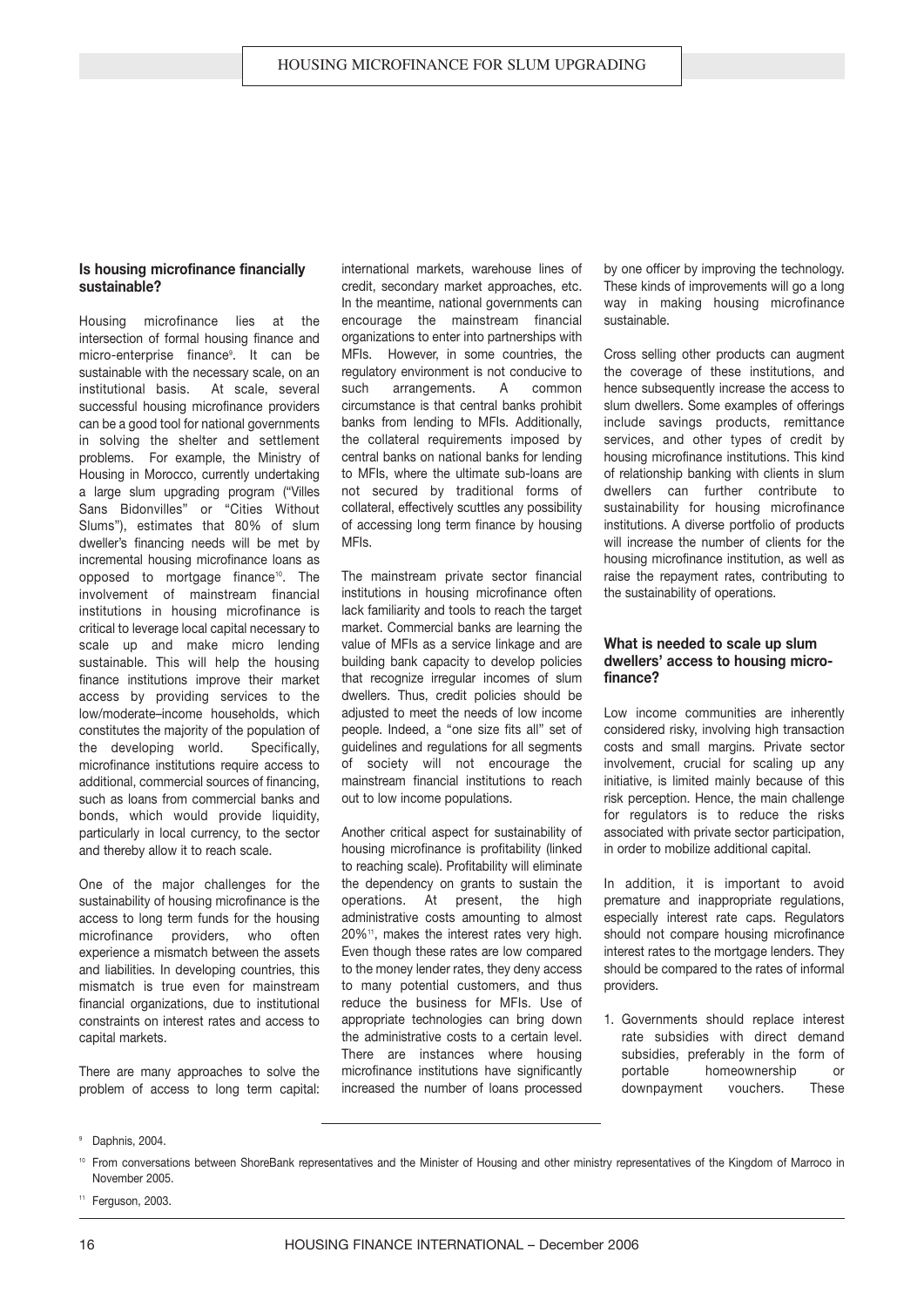## Is housing microfinance financially sustainable?

Housing microfinance lies at the intersection of formal housing finance and micro-enterprise finance[9]. It can be sustainable with the necessary scale, on an institutional basis. At scale, several successful housing microfinance providers can be a good tool for national governments in solving the shelter and settlement problems. For example, the Ministry of Housing in Morocco, currently undertaking a large slum upgrading program ("Villes Sans Bidonvilles" or "Cities Without Slums"), estimates that 80% of slum dweller's financing needs will be met by incremental housing microfinance loans as opposed to mortgage finance[10]. The involvement of mainstream financial institutions in housing microfinance is critical to leverage local capital necessary to scale up and make micro lending sustainable. This will help the housing finance institutions improve their market access by providing services to the low/moderate–income households, which constitutes the majority of the population of the developing world. Specifically, microfinance institutions require access to additional, commercial sources of financing, such as loans from commercial banks and bonds, which would provide liquidity, particularly in local currency, to the sector and thereby allow it to reach scale.

One of the major challenges for the sustainability of housing microfinance is the access to long term funds for the housing microfinance providers, who often experience a mismatch between the assets and liabilities. In developing countries, this mismatch is true even for mainstream financial organizations, due to institutional constraints on interest rates and access to capital markets.

There are many approaches to solve the problem of access to long term capital: international markets, warehouse lines of credit, secondary market approaches, etc. In the meantime, national governments can encourage the mainstream financial organizations to enter into partnerships with MFIs. However, in some countries, the regulatory environment is not conducive to such arrangements. A common circumstance is that central banks prohibit banks from lending to MFIs. Additionally, the collateral requirements imposed by central banks on national banks for lending to MFIs, where the ultimate sub-loans are not secured by traditional forms of collateral, effectively scuttles any possibility of accessing long term finance by housing MFIs.

The mainstream private sector financial institutions in housing microfinance often lack familiarity and tools to reach the target market. Commercial banks are learning the value of MFIs as a service linkage and are building bank capacity to develop policies that recognize irregular incomes of slum dwellers. Thus, credit policies should be adjusted to meet the needs of low income people. Indeed, a "one size fits all" set of guidelines and regulations for all segments of society will not encourage the mainstream financial institutions to reach out to low income populations.

Another critical aspect for sustainability of housing microfinance is profitability (linked to reaching scale). Profitability will eliminate the dependency on grants to sustain the operations. At present, the high administrative costs amounting to almost 20%[11], makes the interest rates very high. Even though these rates are low compared to the money lender rates, they deny access to many potential customers, and thus reduce the business for MFIs. Use of appropriate technologies can bring down the administrative costs to a certain level. There are instances where housing microfinance institutions have significantly increased the number of loans processed by one officer by improving the technology. These kinds of improvements will go a long way in making housing microfinance sustainable.

Cross selling other products can augment the coverage of these institutions, and hence subsequently increase the access to slum dwellers. Some examples of offerings include savings products, remittance services, and other types of credit by housing microfinance institutions. This kind of relationship banking with clients in slum dwellers can further contribute to sustainability for housing microfinance institutions. A diverse portfolio of products will increase the number of clients for the housing microfinance institution, as well as raise the repayment rates, contributing to the sustainability of operations.

## What is needed to scale up slum dwellers' access to housing microfinance?

Low income communities are inherently considered risky, involving high transaction costs and small margins. Private sector involvement, crucial for scaling up any initiative, is limited mainly because of this risk perception. Hence, the main challenge for regulators is to reduce the risks associated with private sector participation, in order to mobilize additional capital.

In addition, it is important to avoid premature and inappropriate regulations, especially interest rate caps. Regulators should not compare housing microfinance interest rates to the mortgage lenders. They should be compared to the rates of informal providers.

1. Governments should replace interest rate subsidies with direct demand subsidies, preferably in the form of portable homeownership or downpayment vouchers. These

---

[9] Daphnis, 2004.

[10] From conversations between ShoreBank representatives and the Minister of Housing and other ministry representatives of the Kingdom of Marroco in November 2005.

[11] Ferguson, 2003.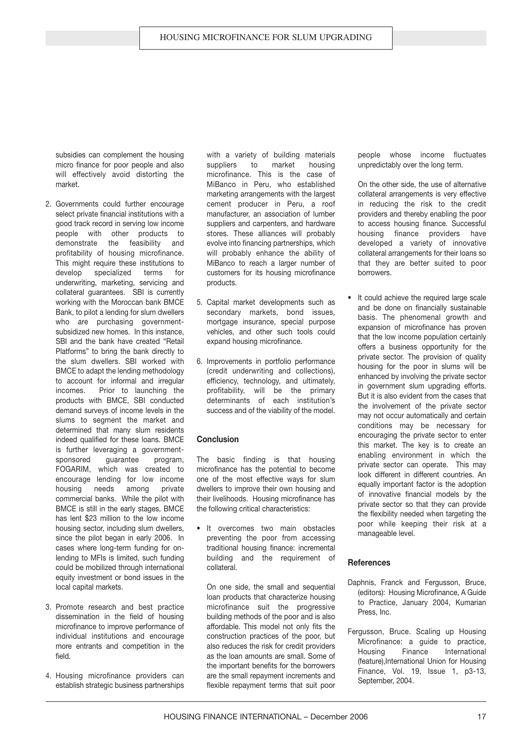subsidies can complement the housing micro finance for poor people and also will effectively avoid distorting the market.

2. Governments could further encourage select private financial institutions with a good track record in serving low income people with other products to demonstrate the feasibility and profitability of housing microfinance. This might require these institutions to develop specialized terms for underwriting, marketing, servicing and collateral guarantees. SBI is currently working with the Moroccan bank BMCE Bank, to pilot a lending for slum dwellers who are purchasing government-subsidized new homes. In this instance, SBI and the bank have created "Retail Platforms" to bring the bank directly to the slum dwellers. SBI worked with BMCE to adapt the lending methodology to account for informal and irregular incomes. Prior to launching the products with BMCE, SBI conducted demand surveys of income levels in the slums to segment the market and determined that many slum residents indeed qualified for these loans. BMCE is further leveraging a government-sponsored guarantee program, FOGARIM, which was created to encourage lending for low income housing needs among private commercial banks. While the pilot with BMCE is still in the early stages, BMCE has lent $23 million to the low income housing sector, including slum dwellers, since the pilot began in early 2006. In cases where long-term funding for on-lending to MFIs is limited, such funding could be mobilized through international equity investment or bond issues in the local capital markets.

3. Promote research and best practice dissemination in the field of housing microfinance to improve performance of individual institutions and encourage more entrants and competition in the field.

4. Housing microfinance providers can establish strategic business partnerships with a variety of building materials suppliers to market housing microfinance. This is the case of MiBanco in Peru, who established marketing arrangements with the largest cement producer in Peru, a roof manufacturer, an association of lumber suppliers and carpenters, and hardware stores. These alliances will probably evolve into financing partnerships, which will probably enhance the ability of MiBanco to reach a larger number of customers for its housing microfinance products.

5. Capital market developments such as secondary markets, bond issues, mortgage insurance, special purpose vehicles, and other such tools could expand housing microfinance.

6. Improvements in portfolio performance (credit underwriting and collections), efficiency, technology, and ultimately, profitability, will be the primary determinants of each institution's success and of the viability of the model.

### Conclusion

The basic finding is that housing microfinance has the potential to become one of the most effective ways for slum dwellers to improve their own housing and their livelihoods. Housing microfinance has the following critical characteristics:

- It overcomes two main obstacles preventing the poor from accessing traditional housing finance: incremental building and the requirement of collateral.

  On one side, the small and sequential loan products that characterize housing microfinance suit the progressive building methods of the poor and is also affordable. This model not only fits the construction practices of the poor, but also reduces the risk for credit providers as the loan amounts are small. Some of the important benefits for the borrowers are the small repayment increments and flexible repayment terms that suit poor people whose income fluctuates unpredictably over the long term.

  On the other side, the use of alternative collateral arrangements is very effective in reducing the risk to the credit providers and thereby enabling the poor to access housing finance. Successful housing finance providers have developed a variety of innovative collateral arrangements for their loans so that they are better suited to poor borrowers.

- It could achieve the required large scale and be done on financially sustainable basis. The phenomenal growth and expansion of microfinance has proven that the low income population certainly offers a business opportunity for the private sector. The provision of quality housing for the poor in slums will be enhanced by involving the private sector in government slum upgrading efforts. But it is also evident from the cases that the involvement of the private sector may not occur automatically and certain conditions may be necessary for encouraging the private sector to enter this market. The key is to create an enabling environment in which the private sector can operate. This may look different in different countries. An equally important factor is the adoption of innovative financial models by the private sector so that they can provide the flexibility needed when targeting the poor while keeping their risk at a manageable level.

### References

Daphnis, Franck and Fergusson, Bruce, (editors): Housing Microfinance, A Guide to Practice, January 2004, Kumarian Press, Inc.

Fergusson, Bruce. Scaling up Housing Microfinance: a guide to practice, Housing Finance International (feature),International Union for Housing Finance, Vol. 19, Issue 1, p3-13, September, 2004.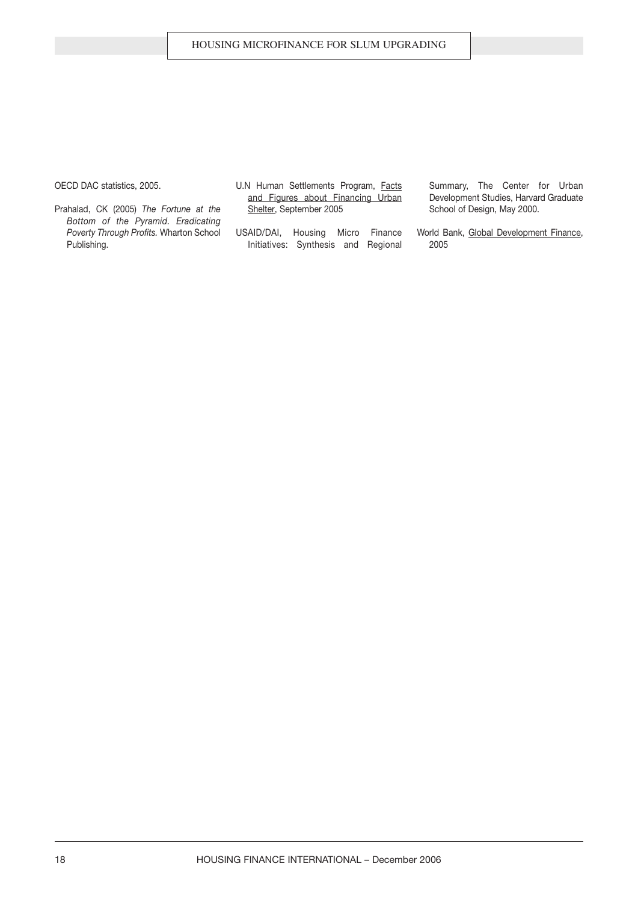OECD DAC statistics, 2005.

Prahalad, CK (2005) *The Fortune at the Bottom of the Pyramid. Eradicating Poverty Through Profits.* Wharton School Publishing.

U.N Human Settlements Program, Facts and Figures about Financing Urban Shelter, September 2005

USAID/DAI, Housing Micro Finance Initiatives: Synthesis and Regional Summary, The Center for Urban Development Studies, Harvard Graduate School of Design, May 2000.

World Bank, Global Development Finance, 2005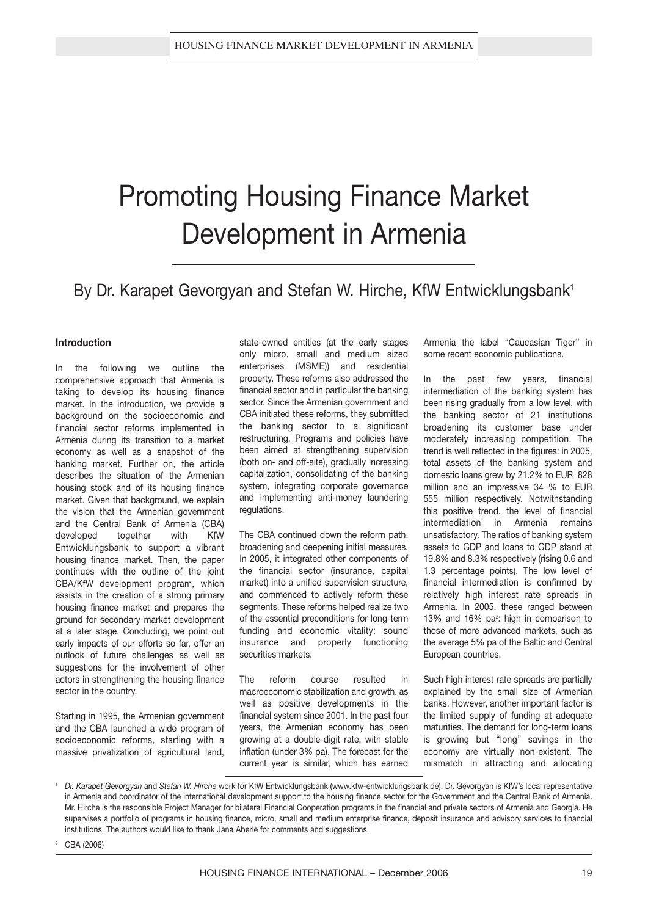# Promoting Housing Finance Market Development in Armenia

## By Dr. Karapet Gevorgyan and Stefan W. Hirche, KfW Entwicklungsbank[1]

### Introduction

In the following we outline the comprehensive approach that Armenia is taking to develop its housing finance market. In the introduction, we provide a background on the socioeconomic and financial sector reforms implemented in Armenia during its transition to a market economy as well as a snapshot of the banking market. Further on, the article describes the situation of the Armenian housing stock and of its housing finance market. Given that background, we explain the vision that the Armenian government and the Central Bank of Armenia (CBA) developed together with KfW Entwicklungsbank to support a vibrant housing finance market. Then, the paper continues with the outline of the joint CBA/KfW development program, which assists in the creation of a strong primary housing finance market and prepares the ground for secondary market development at a later stage. Concluding, we point out early impacts of our efforts so far, offer an outlook of future challenges as well as suggestions for the involvement of other actors in strengthening the housing finance sector in the country.

Starting in 1995, the Armenian government and the CBA launched a wide program of socioeconomic reforms, starting with a massive privatization of agricultural land, state-owned entities (at the early stages only micro, small and medium sized enterprises (MSME)) and residential property. These reforms also addressed the financial sector and in particular the banking sector. Since the Armenian government and CBA initiated these reforms, they submitted the banking sector to a significant restructuring. Programs and policies have been aimed at strengthening supervision (both on- and off-site), gradually increasing capitalization, consolidating of the banking system, integrating corporate governance and implementing anti-money laundering regulations.

The CBA continued down the reform path, broadening and deepening initial measures. In 2005, it integrated other components of the financial sector (insurance, capital market) into a unified supervision structure, and commenced to actively reform these segments. These reforms helped realize two of the essential preconditions for long-term funding and economic vitality: sound insurance and properly functioning securities markets.

The reform course resulted in macroeconomic stabilization and growth, as well as positive developments in the financial system since 2001. In the past four years, the Armenian economy has been growing at a double-digit rate, with stable inflation (under 3% pa). The forecast for the current year is similar, which has earned Armenia the label "Caucasian Tiger" in some recent economic publications.

In the past few years, financial intermediation of the banking system has been rising gradually from a low level, with the banking sector of 21 institutions broadening its customer base under moderately increasing competition. The trend is well reflected in the figures: in 2005, total assets of the banking system and domestic loans grew by 21.2% to EUR 828 million and an impressive 34 % to EUR 555 million respectively. Notwithstanding this positive trend, the level of financial intermediation in Armenia remains unsatisfactory. The ratios of banking system assets to GDP and loans to GDP stand at 19.8% and 8.3% respectively (rising 0.6 and 1.3 percentage points). The low level of financial intermediation is confirmed by relatively high interest rate spreads in Armenia. In 2005, these ranged between 13% and 16% pa[2]: high in comparison to those of more advanced markets, such as the average 5% pa of the Baltic and Central European countries.

Such high interest rate spreads are partially explained by the small size of Armenian banks. However, another important factor is the limited supply of funding at adequate maturities. The demand for long-term loans is growing but "long" savings in the economy are virtually non-existent. The mismatch in attracting and allocating

---

[1] *Dr. Karapet Gevorgyan* and *Stefan W. Hirche* work for KfW Entwicklungsbank (www.kfw-entwicklungsbank.de). Dr. Gevorgyan is KfW's local representative in Armenia and coordinator of the international development support to the housing finance sector for the Government and the Central Bank of Armenia. Mr. Hirche is the responsible Project Manager for bilateral Financial Cooperation programs in the financial and private sectors of Armenia and Georgia. He supervises a portfolio of programs in housing finance, micro, small and medium enterprise finance, deposit insurance and advisory services to financial institutions. The authors would like to thank Jana Aberle for comments and suggestions.

[2] CBA (2006)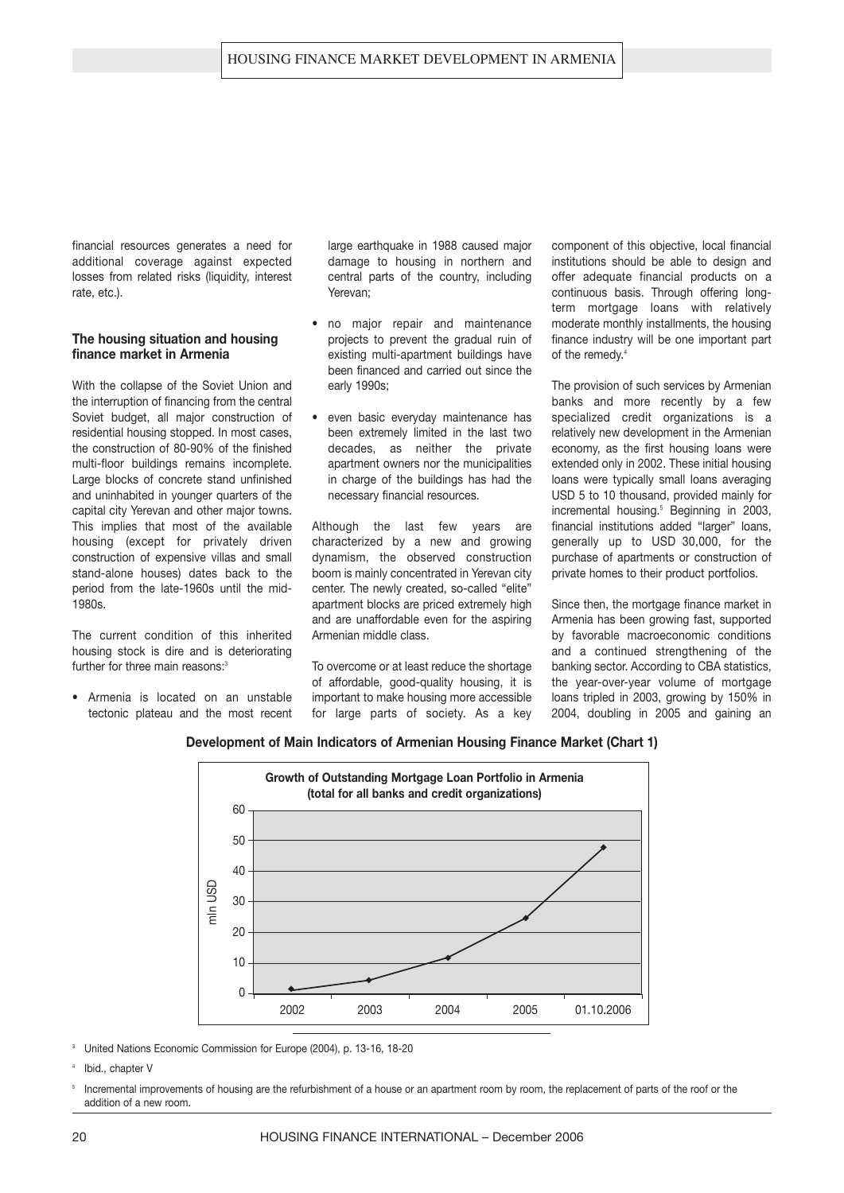financial resources generates a need for additional coverage against expected losses from related risks (liquidity, interest rate, etc.).

### The housing situation and housing finance market in Armenia

With the collapse of the Soviet Union and the interruption of financing from the central Soviet budget, all major construction of residential housing stopped. In most cases, the construction of 80-90% of the finished multi-floor buildings remains incomplete. Large blocks of concrete stand unfinished and uninhabited in younger quarters of the capital city Yerevan and other major towns. This implies that most of the available housing (except for privately driven construction of expensive villas and small stand-alone houses) dates back to the period from the late-1960s until the mid-1980s.

The current condition of this inherited housing stock is dire and is deteriorating further for three main reasons:[3]

- Armenia is located on an unstable tectonic plateau and the most recent large earthquake in 1988 caused major damage to housing in northern and central parts of the country, including Yerevan;
- no major repair and maintenance projects to prevent the gradual ruin of existing multi-apartment buildings have been financed and carried out since the early 1990s;
- even basic everyday maintenance has been extremely limited in the last two decades, as neither the private apartment owners nor the municipalities in charge of the buildings has had the necessary financial resources.

Although the last few years are characterized by a new and growing dynamism, the observed construction boom is mainly concentrated in Yerevan city center. The newly created, so-called "elite" apartment blocks are priced extremely high and are unaffordable even for the aspiring Armenian middle class.

To overcome or at least reduce the shortage of affordable, good-quality housing, it is important to make housing more accessible for large parts of society. As a key component of this objective, local financial institutions should be able to design and offer adequate financial products on a continuous basis. Through offering long-term mortgage loans with relatively moderate monthly installments, the housing finance industry will be one important part of the remedy.[4]

The provision of such services by Armenian banks and more recently by a few specialized credit organizations is a relatively new development in the Armenian economy, as the first housing loans were extended only in 2002. These initial housing loans were typically small loans averaging USD 5 to 10 thousand, provided mainly for incremental housing.[5] Beginning in 2003, financial institutions added "larger" loans, generally up to USD 30,000, for the purchase of apartments or construction of private homes to their product portfolios.

Since then, the mortgage finance market in Armenia has been growing fast, supported by favorable macroeconomic conditions and a continued strengthening of the banking sector. According to CBA statistics, the year-over-year volume of mortgage loans tripled in 2003, growing by 150% in 2004, doubling in 2005 and gaining an

**Development of Main Indicators of Armenian Housing Finance Market (Chart 1)**

**Growth of Outstanding Mortgage Loan Portfolio in Armenia (total for all banks and credit organizations)**

[Chart: y-axis "mln USD" (0–60); x-axis: 2002, 2003, 2004, 2005, 01.10.2006]

[3] United Nations Economic Commission for Europe (2004), p. 13-16, 18-20

[4] Ibid., chapter V

[5] Incremental improvements of housing are the refurbishment of a house or an apartment room by room, the replacement of parts of the roof or the addition of a new room.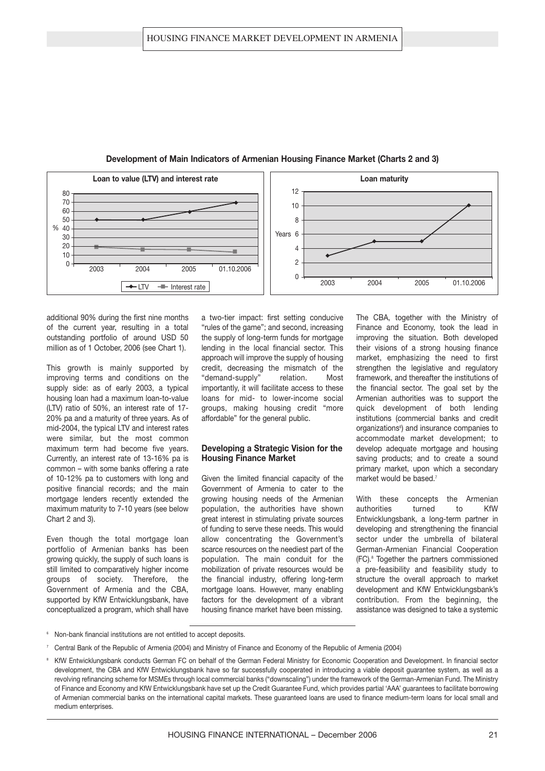**Development of Main Indicators of Armenian Housing Finance Market (Charts 2 and 3)**

additional 90% during the first nine months of the current year, resulting in a total outstanding portfolio of around USD 50 million as of 1 October, 2006 (see Chart 1).

This growth is mainly supported by improving terms and conditions on the supply side: as of early 2003, a typical housing loan had a maximum loan-to-value (LTV) ratio of 50%, an interest rate of 17-20% pa and a maturity of three years. As of mid-2004, the typical LTV and interest rates were similar, but the most common maximum term had become five years. Currently, an interest rate of 13-16% pa is common – with some banks offering a rate of 10-12% pa to customers with long and positive financial records; and the main mortgage lenders recently extended the maximum maturity to 7-10 years (see below Chart 2 and 3).

Even though the total mortgage loan portfolio of Armenian banks has been growing quickly, the supply of such loans is still limited to comparatively higher income groups of society. Therefore, the Government of Armenia and the CBA, supported by KfW Entwicklungsbank, have conceptualized a program, which shall have a two-tier impact: first setting conducive "rules of the game"; and second, increasing the supply of long-term funds for mortgage lending in the local financial sector. This approach will improve the supply of housing credit, decreasing the mismatch of the "demand-supply" relation. Most importantly, it will facilitate access to these loans for mid- to lower-income social groups, making housing credit "more affordable" for the general public.

### Developing a Strategic Vision for the Housing Finance Market

Given the limited financial capacity of the Government of Armenia to cater to the growing housing needs of the Armenian population, the authorities have shown great interest in stimulating private sources of funding to serve these needs. This would allow concentrating the Government's scarce resources on the neediest part of the population. The main conduit for the mobilization of private resources would be the financial industry, offering long-term mortgage loans. However, many enabling factors for the development of a vibrant housing finance market have been missing.

The CBA, together with the Ministry of Finance and Economy, took the lead in improving the situation. Both developed their visions of a strong housing finance market, emphasizing the need to first strengthen the legislative and regulatory framework, and thereafter the institutions of the financial sector. The goal set by the Armenian authorities was to support the quick development of both lending institutions (commercial banks and credit organizations[6]) and insurance companies to accommodate market development; to develop adequate mortgage and housing saving products; and to create a sound primary market, upon which a secondary market would be based.[7]

With these concepts the Armenian authorities turned to KfW Entwicklungsbank, a long-term partner in developing and strengthening the financial sector under the umbrella of bilateral German-Armenian Financial Cooperation (FC).[8] Together the partners commissioned a pre-feasibility and feasibility study to structure the overall approach to market development and KfW Entwicklungsbank's contribution. From the beginning, the assistance was designed to take a systemic

---

[6] Non-bank financial institutions are not entitled to accept deposits.

[7] Central Bank of the Republic of Armenia (2004) and Ministry of Finance and Economy of the Republic of Armenia (2004)

[8] KfW Entwicklungsbank conducts German FC on behalf of the German Federal Ministry for Economic Cooperation and Development. In financial sector development, the CBA and KfW Entwicklungsbank have so far successfully cooperated in introducing a viable deposit guarantee system, as well as a revolving refinancing scheme for MSMEs through local commercial banks ("downscaling") under the framework of the German-Armenian Fund. The Ministry of Finance and Economy and KfW Entwicklungsbank have set up the Credit Guarantee Fund, which provides partial 'AAA' guarantees to facilitate borrowing of Armenian commercial banks on the international capital markets. These guaranteed loans are used to finance medium-term loans for local small and medium enterprises.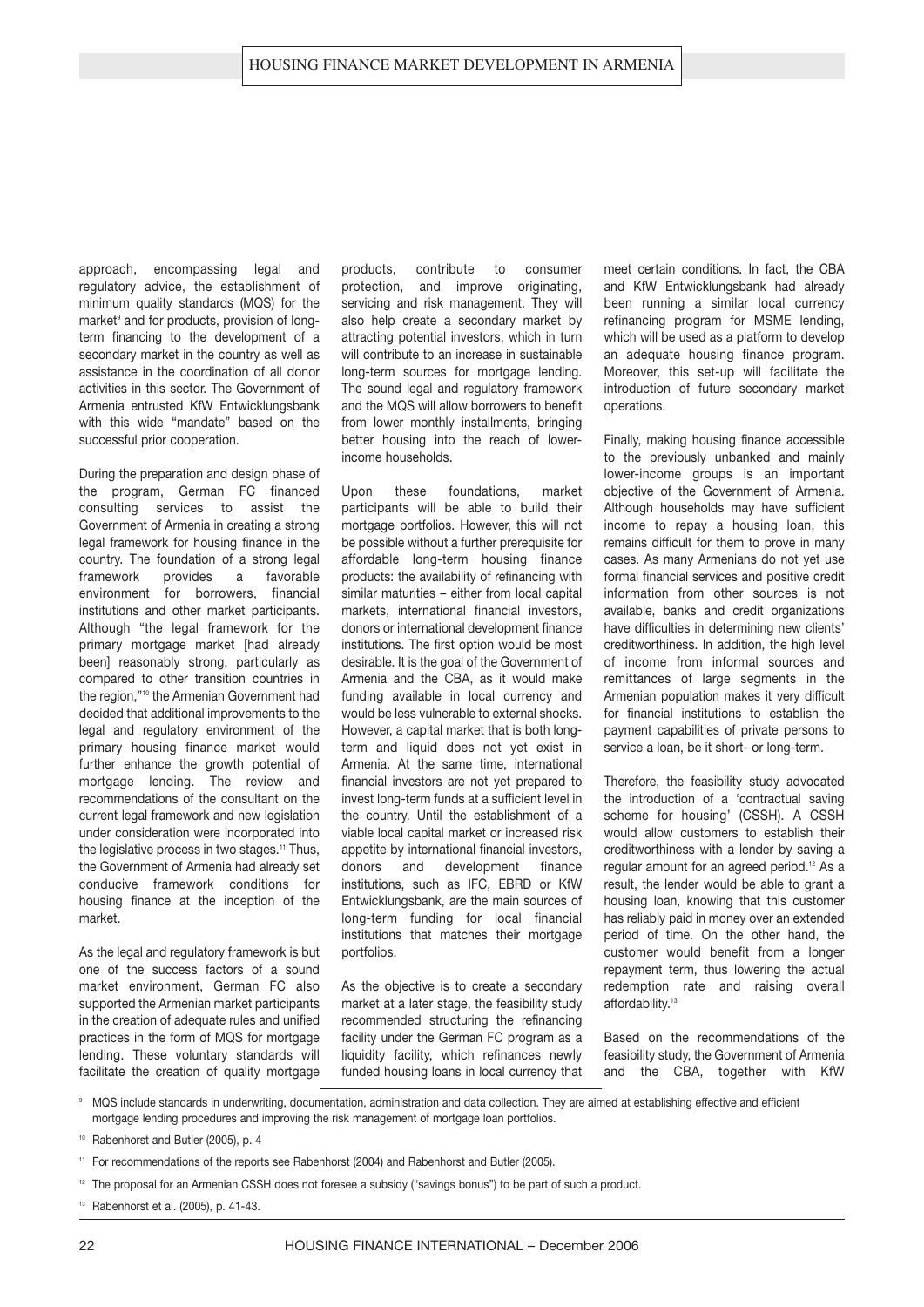approach, encompassing legal and regulatory advice, the establishment of minimum quality standards (MQS) for the market[9] and for products, provision of long-term financing to the development of a secondary market in the country as well as assistance in the coordination of all donor activities in this sector. The Government of Armenia entrusted KfW Entwicklungsbank with this wide "mandate" based on the successful prior cooperation.

During the preparation and design phase of the program, German FC financed consulting services to assist the Government of Armenia in creating a strong legal framework for housing finance in the country. The foundation of a strong legal framework provides a favorable environment for borrowers, financial institutions and other market participants. Although "the legal framework for the primary mortgage market [had already been] reasonably strong, particularly as compared to other transition countries in the region,"[10] the Armenian Government had decided that additional improvements to the legal and regulatory environment of the primary housing finance market would further enhance the growth potential of mortgage lending. The review and recommendations of the consultant on the current legal framework and new legislation under consideration were incorporated into the legislative process in two stages.[11] Thus, the Government of Armenia had already set conducive framework conditions for housing finance at the inception of the market.

As the legal and regulatory framework is but one of the success factors of a sound market environment, German FC also supported the Armenian market participants in the creation of adequate rules and unified practices in the form of MQS for mortgage lending. These voluntary standards will facilitate the creation of quality mortgage products, contribute to consumer protection, and improve originating, servicing and risk management. They will also help create a secondary market by attracting potential investors, which in turn will contribute to an increase in sustainable long-term sources for mortgage lending. The sound legal and regulatory framework and the MQS will allow borrowers to benefit from lower monthly installments, bringing better housing into the reach of lower-income households.

Upon these foundations, market participants will be able to build their mortgage portfolios. However, this will not be possible without a further prerequisite for affordable long-term housing finance products: the availability of refinancing with similar maturities – either from local capital markets, international financial investors, donors or international development finance institutions. The first option would be most desirable. It is the goal of the Government of Armenia and the CBA, as it would make funding available in local currency and would be less vulnerable to external shocks. However, a capital market that is both long-term and liquid does not yet exist in Armenia. At the same time, international financial investors are not yet prepared to invest long-term funds at a sufficient level in the country. Until the establishment of a viable local capital market or increased risk appetite by international financial investors, donors and development finance institutions, such as IFC, EBRD or KfW Entwicklungsbank, are the main sources of long-term funding for local financial institutions that matches their mortgage portfolios.

As the objective is to create a secondary market at a later stage, the feasibility study recommended structuring the refinancing facility under the German FC program as a liquidity facility, which refinances newly funded housing loans in local currency that meet certain conditions. In fact, the CBA and KfW Entwicklungsbank had already been running a similar local currency refinancing program for MSME lending, which will be used as a platform to develop an adequate housing finance program. Moreover, this set-up will facilitate the introduction of future secondary market operations.

Finally, making housing finance accessible to the previously unbanked and mainly lower-income groups is an important objective of the Government of Armenia. Although households may have sufficient income to repay a housing loan, this remains difficult for them to prove in many cases. As many Armenians do not yet use formal financial services and positive credit information from other sources is not available, banks and credit organizations have difficulties in determining new clients' creditworthiness. In addition, the high level of income from informal sources and remittances of large segments in the Armenian population makes it very difficult for financial institutions to establish the payment capabilities of private persons to service a loan, be it short- or long-term.

Therefore, the feasibility study advocated the introduction of a 'contractual saving scheme for housing' (CSSH). A CSSH would allow customers to establish their creditworthiness with a lender by saving a regular amount for an agreed period.[12] As a result, the lender would be able to grant a housing loan, knowing that this customer has reliably paid in money over an extended period of time. On the other hand, the customer would benefit from a longer repayment term, thus lowering the actual redemption rate and raising overall affordability.[13]

Based on the recommendations of the feasibility study, the Government of Armenia and the CBA, together with KfW

[9] MQS include standards in underwriting, documentation, administration and data collection. They are aimed at establishing effective and efficient mortgage lending procedures and improving the risk management of mortgage loan portfolios.

[10] Rabenhorst and Butler (2005), p. 4

[11] For recommendations of the reports see Rabenhorst (2004) and Rabenhorst and Butler (2005).

[12] The proposal for an Armenian CSSH does not foresee a subsidy ("savings bonus") to be part of such a product.

[13] Rabenhorst et al. (2005), p. 41-43.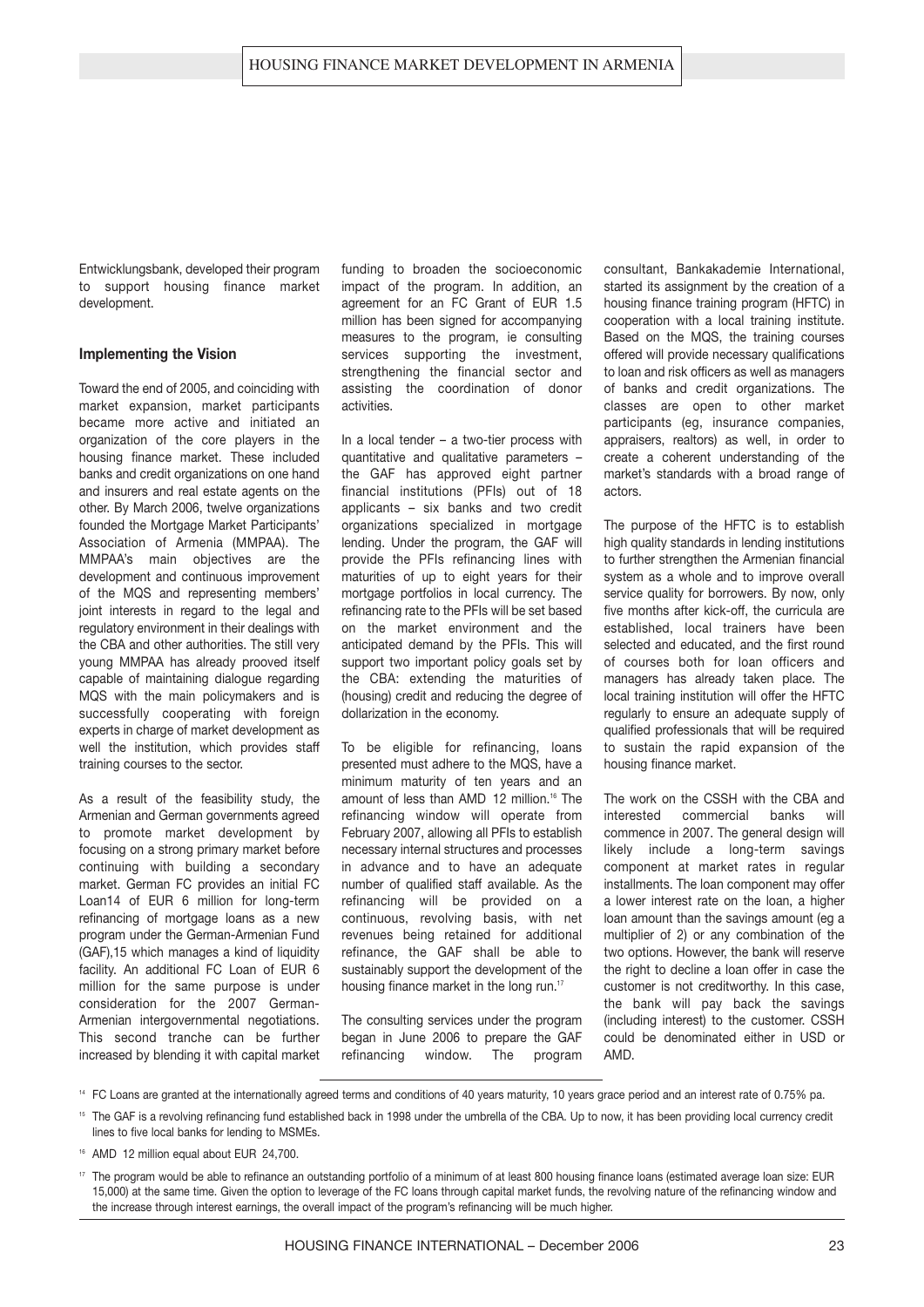Entwicklungsbank, developed their program to support housing finance market development.

### Implementing the Vision

Toward the end of 2005, and coinciding with market expansion, market participants became more active and initiated an organization of the core players in the housing finance market. These included banks and credit organizations on one hand and insurers and real estate agents on the other. By March 2006, twelve organizations founded the Mortgage Market Participants' Association of Armenia (MMPAA). The MMPAA's main objectives are the development and continuous improvement of the MQS and representing members' joint interests in regard to the legal and regulatory environment in their dealings with the CBA and other authorities. The still very young MMPAA has already prooved itself capable of maintaining dialogue regarding MQS with the main policymakers and is successfully cooperating with foreign experts in charge of market development as well the institution, which provides staff training courses to the sector.

As a result of the feasibility study, the Armenian and German governments agreed to promote market development by focusing on a strong primary market before continuing with building a secondary market. German FC provides an initial FC Loan14 of EUR 6 million for long-term refinancing of mortgage loans as a new program under the German-Armenian Fund (GAF),15 which manages a kind of liquidity facility. An additional FC Loan of EUR 6 million for the same purpose is under consideration for the 2007 German-Armenian intergovernmental negotiations. This second tranche can be further increased by blending it with capital market funding to broaden the socioeconomic impact of the program. In addition, an agreement for an FC Grant of EUR 1.5 million has been signed for accompanying measures to the program, ie consulting services supporting the investment, strengthening the financial sector and assisting the coordination of donor activities.

In a local tender – a two-tier process with quantitative and qualitative parameters – the GAF has approved eight partner financial institutions (PFIs) out of 18 applicants – six banks and two credit organizations specialized in mortgage lending. Under the program, the GAF will provide the PFIs refinancing lines with maturities of up to eight years for their mortgage portfolios in local currency. The refinancing rate to the PFIs will be set based on the market environment and the anticipated demand by the PFIs. This will support two important policy goals set by the CBA: extending the maturities of (housing) credit and reducing the degree of dollarization in the economy.

To be eligible for refinancing, loans presented must adhere to the MQS, have a minimum maturity of ten years and an amount of less than AMD 12 million.[16] The refinancing window will operate from February 2007, allowing all PFIs to establish necessary internal structures and processes in advance and to have an adequate number of qualified staff available. As the refinancing will be provided on a continuous, revolving basis, with net revenues being retained for additional refinance, the GAF shall be able to sustainably support the development of the housing finance market in the long run.[17]

The consulting services under the program began in June 2006 to prepare the GAF refinancing window. The program consultant, Bankakademie International, started its assignment by the creation of a housing finance training program (HFTC) in cooperation with a local training institute. Based on the MQS, the training courses offered will provide necessary qualifications to loan and risk officers as well as managers of banks and credit organizations. The classes are open to other market participants (eg, insurance companies, appraisers, realtors) as well, in order to create a coherent understanding of the market's standards with a broad range of actors.

The purpose of the HFTC is to establish high quality standards in lending institutions to further strengthen the Armenian financial system as a whole and to improve overall service quality for borrowers. By now, only five months after kick-off, the curricula are established, local trainers have been selected and educated, and the first round of courses both for loan officers and managers has already taken place. The local training institution will offer the HFTC regularly to ensure an adequate supply of qualified professionals that will be required to sustain the rapid expansion of the housing finance market.

The work on the CSSH with the CBA and interested commercial banks will commence in 2007. The general design will likely include a long-term savings component at market rates in regular installments. The loan component may offer a lower interest rate on the loan, a higher loan amount than the savings amount (eg a multiplier of 2) or any combination of the two options. However, the bank will reserve the right to decline a loan offer in case the customer is not creditworthy. In this case, the bank will pay back the savings (including interest) to the customer. CSSH could be denominated either in USD or AMD.

---

[14] FC Loans are granted at the internationally agreed terms and conditions of 40 years maturity, 10 years grace period and an interest rate of 0.75% pa.

[15] The GAF is a revolving refinancing fund established back in 1998 under the umbrella of the CBA. Up to now, it has been providing local currency credit lines to five local banks for lending to MSMEs.

[16] AMD 12 million equal about EUR 24,700.

[17] The program would be able to refinance an outstanding portfolio of a minimum of at least 800 housing finance loans (estimated average loan size: EUR 15,000) at the same time. Given the option to leverage of the FC loans through capital market funds, the revolving nature of the refinancing window and the increase through interest earnings, the overall impact of the program's refinancing will be much higher.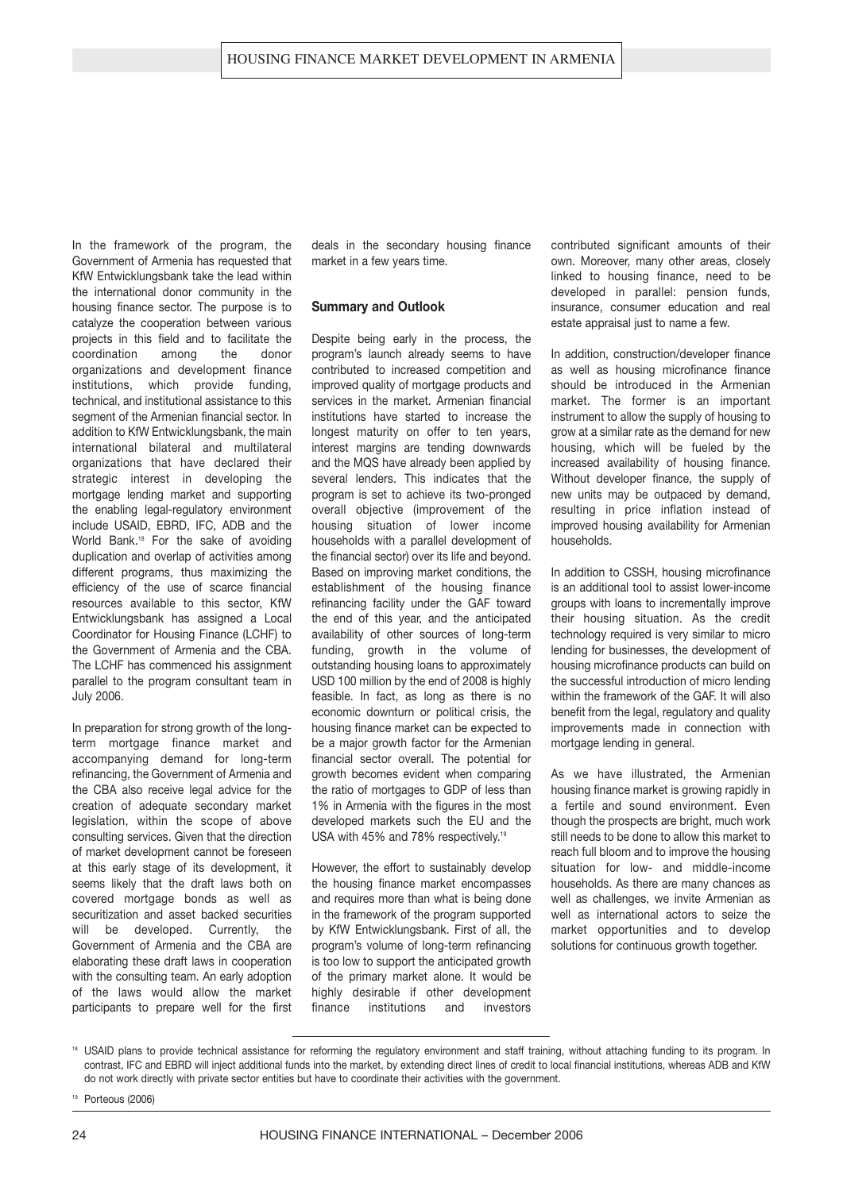In the framework of the program, the Government of Armenia has requested that KfW Entwicklungsbank take the lead within the international donor community in the housing finance sector. The purpose is to catalyze the cooperation between various projects in this field and to facilitate the coordination among the donor organizations and development finance institutions, which provide funding, technical, and institutional assistance to this segment of the Armenian financial sector. In addition to KfW Entwicklungsbank, the main international bilateral and multilateral organizations that have declared their strategic interest in developing the mortgage lending market and supporting the enabling legal-regulatory environment include USAID, EBRD, IFC, ADB and the World Bank.[18] For the sake of avoiding duplication and overlap of activities among different programs, thus maximizing the efficiency of the use of scarce financial resources available to this sector, KfW Entwicklungsbank has assigned a Local Coordinator for Housing Finance (LCHF) to the Government of Armenia and the CBA. The LCHF has commenced his assignment parallel to the program consultant team in July 2006.

In preparation for strong growth of the long-term mortgage finance market and accompanying demand for long-term refinancing, the Government of Armenia and the CBA also receive legal advice for the creation of adequate secondary market legislation, within the scope of above consulting services. Given that the direction of market development cannot be foreseen at this early stage of its development, it seems likely that the draft laws both on covered mortgage bonds as well as securitization and asset backed securities will be developed. Currently, the Government of Armenia and the CBA are elaborating these draft laws in cooperation with the consulting team. An early adoption of the laws would allow the market participants to prepare well for the first deals in the secondary housing finance market in a few years time.

### Summary and Outlook

Despite being early in the process, the program's launch already seems to have contributed to increased competition and improved quality of mortgage products and services in the market. Armenian financial institutions have started to increase the longest maturity on offer to ten years, interest margins are tending downwards and the MQS have already been applied by several lenders. This indicates that the program is set to achieve its two-pronged overall objective (improvement of the housing situation of lower income households with a parallel development of the financial sector) over its life and beyond. Based on improving market conditions, the establishment of the housing finance refinancing facility under the GAF toward the end of this year, and the anticipated availability of other sources of long-term funding, growth in the volume of outstanding housing loans to approximately USD 100 million by the end of 2008 is highly feasible. In fact, as long as there is no economic downturn or political crisis, the housing finance market can be expected to be a major growth factor for the Armenian financial sector overall. The potential for growth becomes evident when comparing the ratio of mortgages to GDP of less than 1% in Armenia with the figures in the most developed markets such the EU and the USA with 45% and 78% respectively.[19]

However, the effort to sustainably develop the housing finance market encompasses and requires more than what is being done in the framework of the program supported by KfW Entwicklungsbank. First of all, the program's volume of long-term refinancing is too low to support the anticipated growth of the primary market alone. It would be highly desirable if other development finance institutions and investors contributed significant amounts of their own. Moreover, many other areas, closely linked to housing finance, need to be developed in parallel: pension funds, insurance, consumer education and real estate appraisal just to name a few.

In addition, construction/developer finance as well as housing microfinance finance should be introduced in the Armenian market. The former is an important instrument to allow the supply of housing to grow at a similar rate as the demand for new housing, which will be fueled by the increased availability of housing finance. Without developer finance, the supply of new units may be outpaced by demand, resulting in price inflation instead of improved housing availability for Armenian households.

In addition to CSSH, housing microfinance is an additional tool to assist lower-income groups with loans to incrementally improve their housing situation. As the credit technology required is very similar to micro lending for businesses, the development of housing microfinance products can build on the successful introduction of micro lending within the framework of the GAF. It will also benefit from the legal, regulatory and quality improvements made in connection with mortgage lending in general.

As we have illustrated, the Armenian housing finance market is growing rapidly in a fertile and sound environment. Even though the prospects are bright, much work still needs to be done to allow this market to reach full bloom and to improve the housing situation for low- and middle-income households. As there are many chances as well as challenges, we invite Armenian as well as international actors to seize the market opportunities and to develop solutions for continuous growth together.

---

[18] USAID plans to provide technical assistance for reforming the regulatory environment and staff training, without attaching funding to its program. In contrast, IFC and EBRD will inject additional funds into the market, by extending direct lines of credit to local financial institutions, whereas ADB and KfW do not work directly with private sector entities but have to coordinate their activities with the government.

[19] Porteous (2006)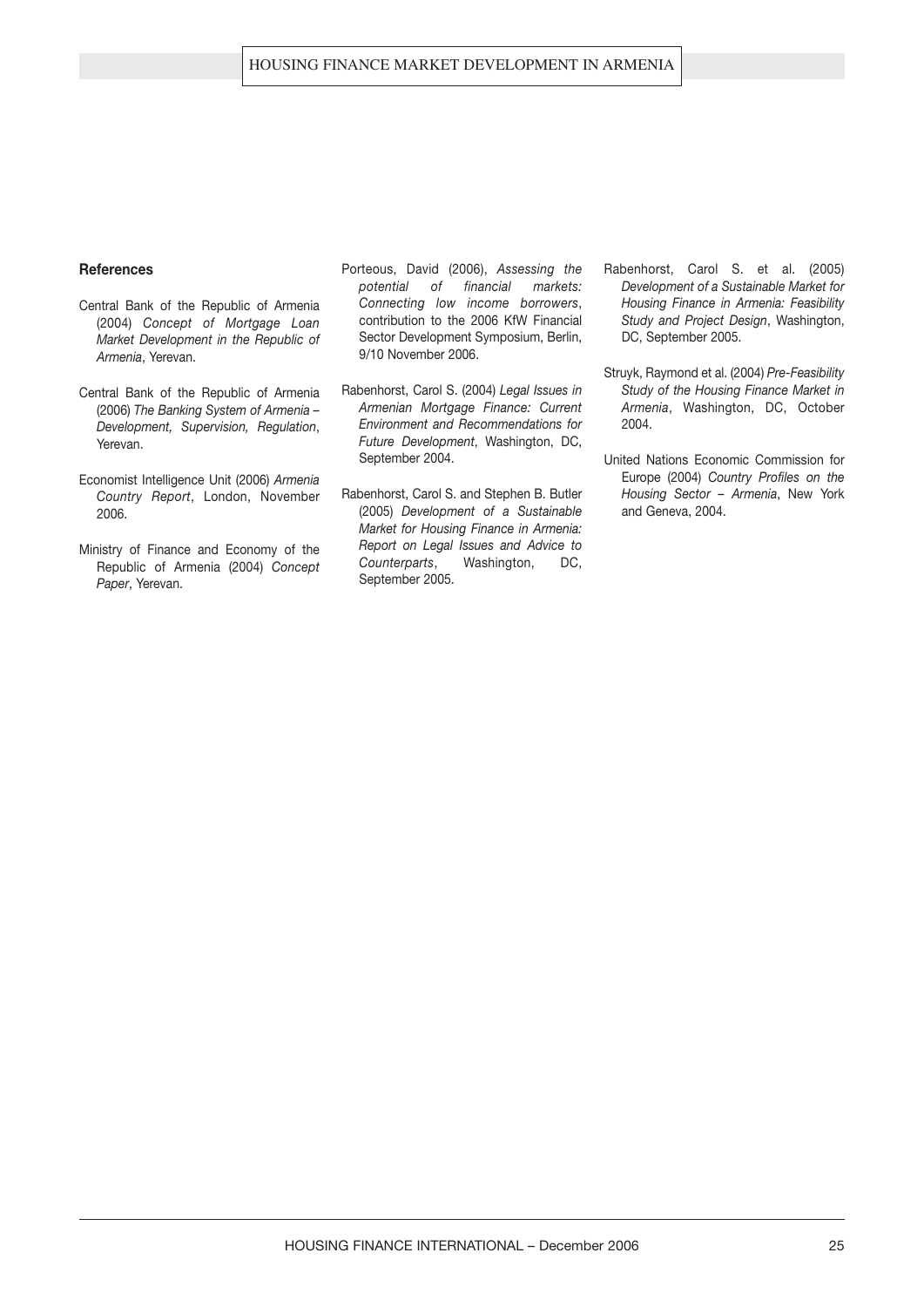**References**

Central Bank of the Republic of Armenia (2004) *Concept of Mortgage Loan Market Development in the Republic of Armenia*, Yerevan.

Central Bank of the Republic of Armenia (2006) *The Banking System of Armenia – Development, Supervision, Regulation*, Yerevan.

Economist Intelligence Unit (2006) *Armenia Country Report*, London, November 2006.

Ministry of Finance and Economy of the Republic of Armenia (2004) *Concept Paper*, Yerevan.

Porteous, David (2006), *Assessing the potential of financial markets: Connecting low income borrowers*, contribution to the 2006 KfW Financial Sector Development Symposium, Berlin, 9/10 November 2006.

Rabenhorst, Carol S. (2004) *Legal Issues in Armenian Mortgage Finance: Current Environment and Recommendations for Future Development*, Washington, DC, September 2004.

Rabenhorst, Carol S. and Stephen B. Butler (2005) *Development of a Sustainable Market for Housing Finance in Armenia: Report on Legal Issues and Advice to Counterparts*, Washington, DC, September 2005.

Rabenhorst, Carol S. et al. (2005) *Development of a Sustainable Market for Housing Finance in Armenia: Feasibility Study and Project Design*, Washington, DC, September 2005.

Struyk, Raymond et al. (2004) *Pre-Feasibility Study of the Housing Finance Market in Armenia*, Washington, DC, October 2004.

United Nations Economic Commission for Europe (2004) *Country Profiles on the Housing Sector – Armenia*, New York and Geneva, 2004.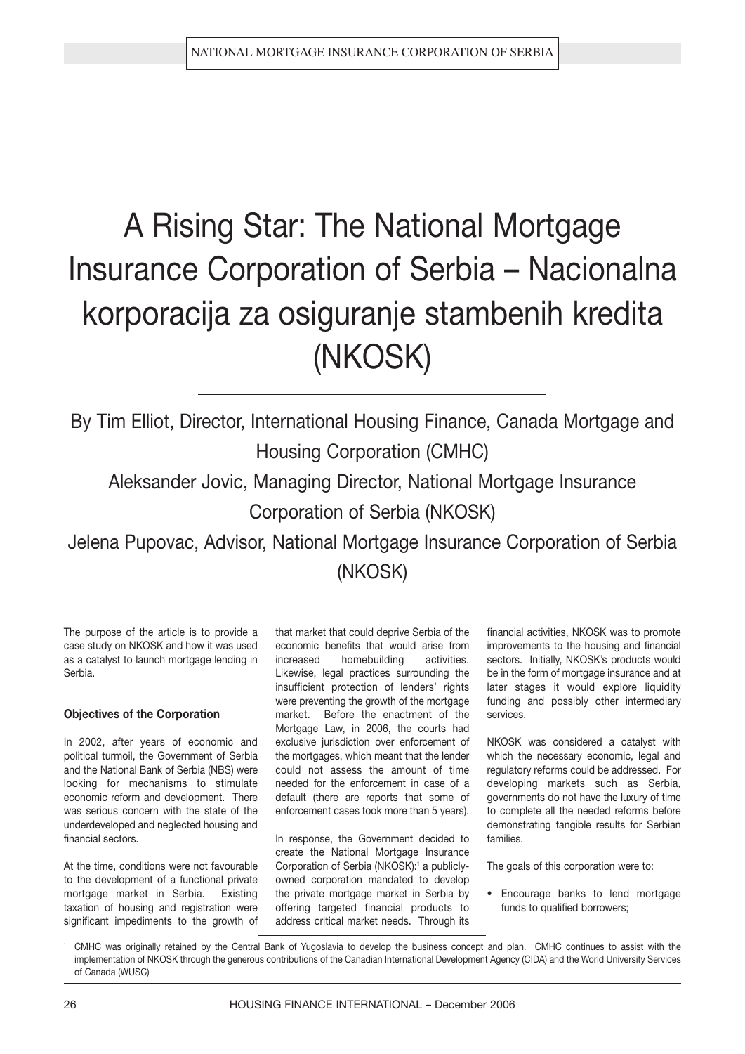# A Rising Star: The National Mortgage Insurance Corporation of Serbia – Nacionalna korporacija za osiguranje stambenih kredita (NKOSK)

By Tim Elliot, Director, International Housing Finance, Canada Mortgage and Housing Corporation (CMHC)

Aleksander Jovic, Managing Director, National Mortgage Insurance Corporation of Serbia (NKOSK)

Jelena Pupovac, Advisor, National Mortgage Insurance Corporation of Serbia (NKOSK)

The purpose of the article is to provide a case study on NKOSK and how it was used as a catalyst to launch mortgage lending in Serbia.

**Objectives of the Corporation**

In 2002, after years of economic and political turmoil, the Government of Serbia and the National Bank of Serbia (NBS) were looking for mechanisms to stimulate economic reform and development. There was serious concern with the state of the underdeveloped and neglected housing and financial sectors.

At the time, conditions were not favourable to the development of a functional private mortgage market in Serbia. Existing taxation of housing and registration were significant impediments to the growth of that market that could deprive Serbia of the economic benefits that would arise from increased homebuilding activities. Likewise, legal practices surrounding the insufficient protection of lenders' rights were preventing the growth of the mortgage market. Before the enactment of the Mortgage Law, in 2006, the courts had exclusive jurisdiction over enforcement of the mortgages, which meant that the lender could not assess the amount of time needed for the enforcement in case of a default (there are reports that some of enforcement cases took more than 5 years).

In response, the Government decided to create the National Mortgage Insurance Corporation of Serbia (NKOSK):[1] a publicly-owned corporation mandated to develop the private mortgage market in Serbia by offering targeted financial products to address critical market needs. Through its financial activities, NKOSK was to promote improvements to the housing and financial sectors. Initially, NKOSK's products would be in the form of mortgage insurance and at later stages it would explore liquidity funding and possibly other intermediary services.

NKOSK was considered a catalyst with which the necessary economic, legal and regulatory reforms could be addressed. For developing markets such as Serbia, governments do not have the luxury of time to complete all the needed reforms before demonstrating tangible results for Serbian families.

The goals of this corporation were to:

- Encourage banks to lend mortgage funds to qualified borrowers;

[1] CMHC was originally retained by the Central Bank of Yugoslavia to develop the business concept and plan. CMHC continues to assist with the implementation of NKOSK through the generous contributions of the Canadian International Development Agency (CIDA) and the World University Services of Canada (WUSC)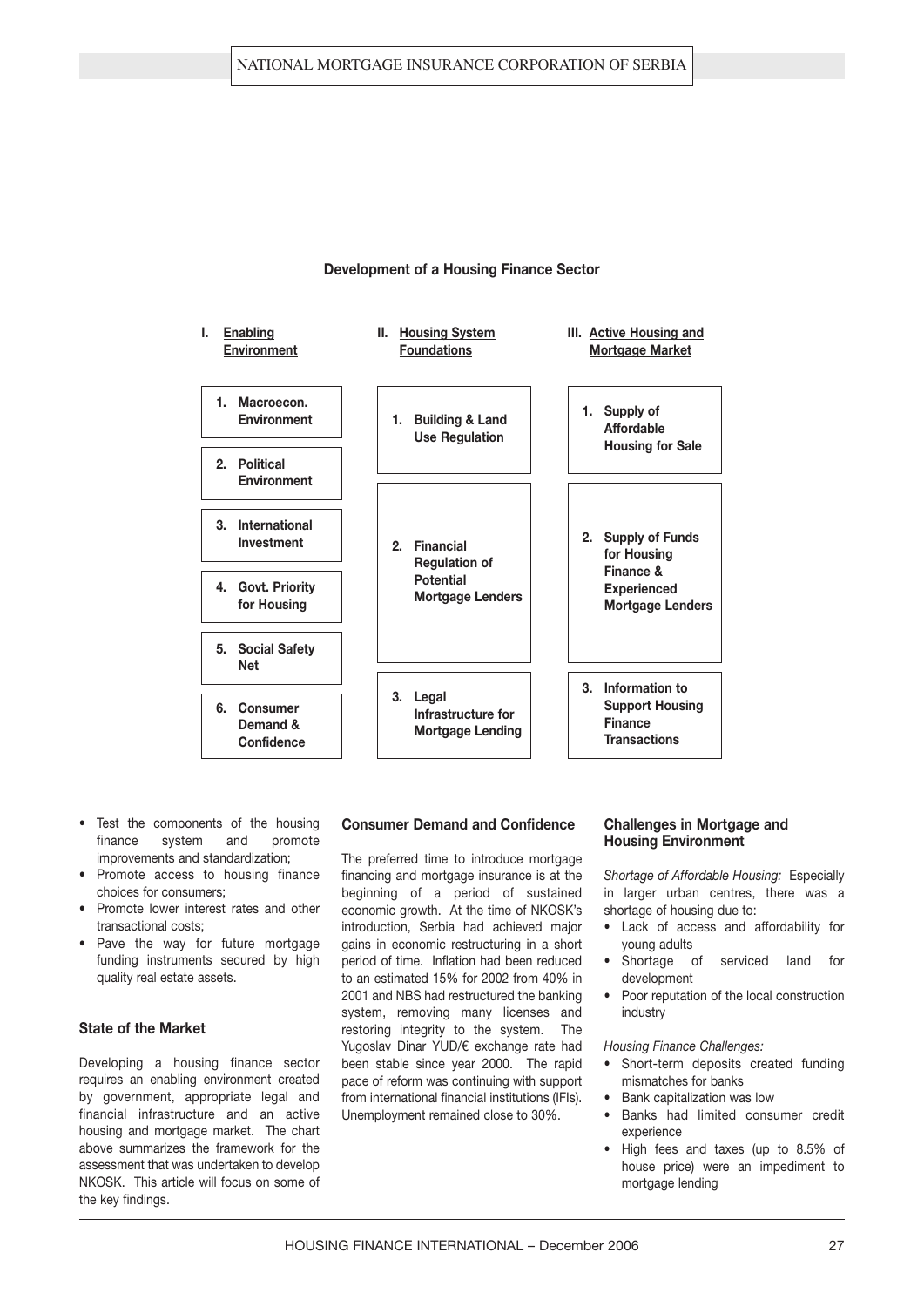**Development of a Housing Finance Sector**

| I. Enabling Environment | II. Housing System Foundations | III. Active Housing and Mortgage Market |
|---|---|---|
| 1. Macroecon. Environment | 1. Building & Land Use Regulation | 1. Supply of Affordable Housing for Sale |
| 2. Political Environment | | |
| 3. International Investment | 2. Financial Regulation of Potential Mortgage Lenders | 2. Supply of Funds for Housing Finance & Experienced Mortgage Lenders |
| 4. Govt. Priority for Housing | | |
| 5. Social Safety Net | 3. Legal Infrastructure for Mortgage Lending | 3. Information to Support Housing Finance Transactions |
| 6. Consumer Demand & Confidence | | |

- Test the components of the housing finance system and promote improvements and standardization;
- Promote access to housing finance choices for consumers;
- Promote lower interest rates and other transactional costs;
- Pave the way for future mortgage funding instruments secured by high quality real estate assets.

### State of the Market

Developing a housing finance sector requires an enabling environment created by government, appropriate legal and financial infrastructure and an active housing and mortgage market. The chart above summarizes the framework for the assessment that was undertaken to develop NKOSK. This article will focus on some of the key findings.

### Consumer Demand and Confidence

The preferred time to introduce mortgage financing and mortgage insurance is at the beginning of a period of sustained economic growth. At the time of NKOSK's introduction, Serbia had achieved major gains in economic restructuring in a short period of time. Inflation had been reduced to an estimated 15% for 2002 from 40% in 2001 and NBS had restructured the banking system, removing many licenses and restoring integrity to the system. The Yugoslav Dinar YUD/€ exchange rate had been stable since year 2000. The rapid pace of reform was continuing with support from international financial institutions (IFIs). Unemployment remained close to 30%.

### Challenges in Mortgage and Housing Environment

*Shortage of Affordable Housing:* Especially in larger urban centres, there was a shortage of housing due to:

- Lack of access and affordability for young adults
- Shortage of serviced land for development
- Poor reputation of the local construction industry

*Housing Finance Challenges:*

- Short-term deposits created funding mismatches for banks
- Bank capitalization was low
- Banks had limited consumer credit experience
- High fees and taxes (up to 8.5% of house price) were an impediment to mortgage lending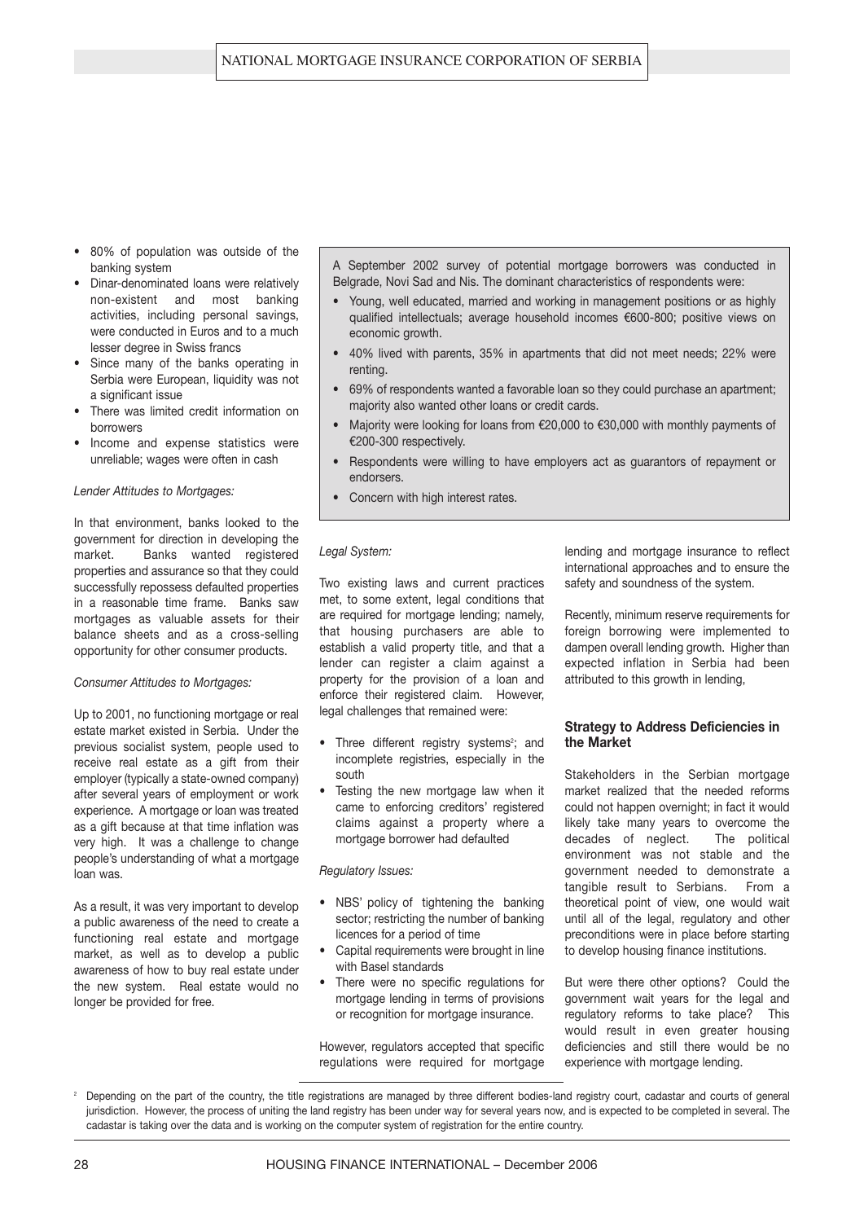- 80% of population was outside of the banking system
- Dinar-denominated loans were relatively non-existent and most banking activities, including personal savings, were conducted in Euros and to a much lesser degree in Swiss francs
- Since many of the banks operating in Serbia were European, liquidity was not a significant issue
- There was limited credit information on borrowers
- Income and expense statistics were unreliable; wages were often in cash

*Lender Attitudes to Mortgages:*

In that environment, banks looked to the government for direction in developing the market. Banks wanted registered properties and assurance so that they could successfully repossess defaulted properties in a reasonable time frame. Banks saw mortgages as valuable assets for their balance sheets and as a cross-selling opportunity for other consumer products.

*Consumer Attitudes to Mortgages:*

Up to 2001, no functioning mortgage or real estate market existed in Serbia. Under the previous socialist system, people used to receive real estate as a gift from their employer (typically a state-owned company) after several years of employment or work experience. A mortgage or loan was treated as a gift because at that time inflation was very high. It was a challenge to change people's understanding of what a mortgage loan was.

As a result, it was very important to develop a public awareness of the need to create a functioning real estate and mortgage market, as well as to develop a public awareness of how to buy real estate under the new system. Real estate would no longer be provided for free.

A September 2002 survey of potential mortgage borrowers was conducted in Belgrade, Novi Sad and Nis. The dominant characteristics of respondents were:

- Young, well educated, married and working in management positions or as highly qualified intellectuals; average household incomes €600-800; positive views on economic growth.
- 40% lived with parents, 35% in apartments that did not meet needs; 22% were renting.
- 69% of respondents wanted a favorable loan so they could purchase an apartment; majority also wanted other loans or credit cards.
- Majority were looking for loans from €20,000 to €30,000 with monthly payments of €200-300 respectively.
- Respondents were willing to have employers act as guarantors of repayment or endorsers.
- Concern with high interest rates.

*Legal System:*

Two existing laws and current practices met, to some extent, legal conditions that are required for mortgage lending; namely, that housing purchasers are able to establish a valid property title, and that a lender can register a claim against a property for the provision of a loan and enforce their registered claim. However, legal challenges that remained were:

- Three different registry systems[2]; and incomplete registries, especially in the south
- Testing the new mortgage law when it came to enforcing creditors' registered claims against a property where a mortgage borrower had defaulted

*Regulatory Issues:*

- NBS' policy of tightening the banking sector; restricting the number of banking licences for a period of time
- Capital requirements were brought in line with Basel standards
- There were no specific regulations for mortgage lending in terms of provisions or recognition for mortgage insurance.

However, regulators accepted that specific regulations were required for mortgage lending and mortgage insurance to reflect international approaches and to ensure the safety and soundness of the system.

Recently, minimum reserve requirements for foreign borrowing were implemented to dampen overall lending growth. Higher than expected inflation in Serbia had been attributed to this growth in lending,

### Strategy to Address Deficiencies in the Market

Stakeholders in the Serbian mortgage market realized that the needed reforms could not happen overnight; in fact it would likely take many years to overcome the decades of neglect. The political environment was not stable and the government needed to demonstrate a tangible result to Serbians. From a theoretical point of view, one would wait until all of the legal, regulatory and other preconditions were in place before starting to develop housing finance institutions.

But were there other options? Could the government wait years for the legal and regulatory reforms to take place? This would result in even greater housing deficiencies and still there would be no experience with mortgage lending.

[2] Depending on the part of the country, the title registrations are managed by three different bodies-land registry court, cadastar and courts of general jurisdiction. However, the process of uniting the land registry has been under way for several years now, and is expected to be completed in several. The cadastar is taking over the data and is working on the computer system of registration for the entire country.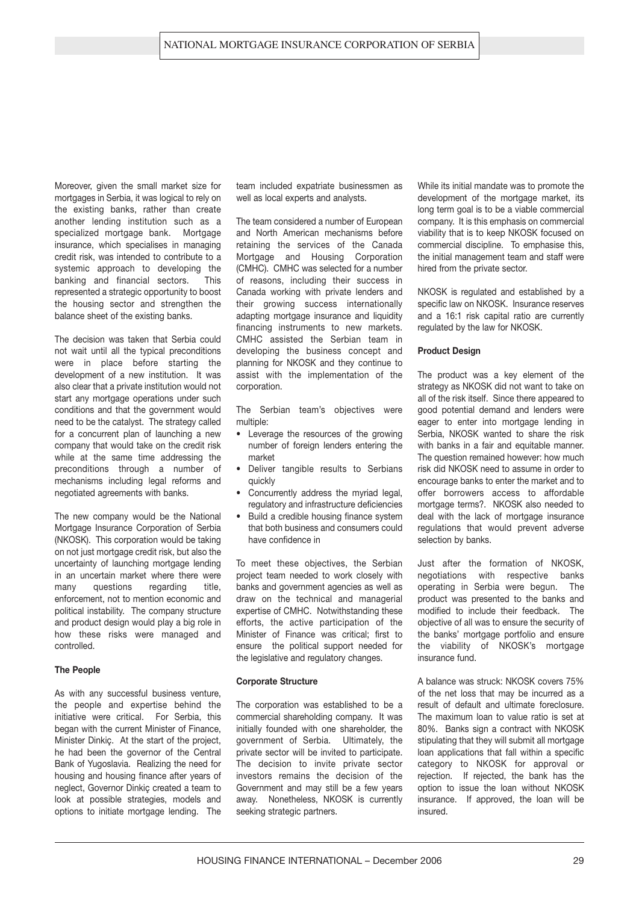Moreover, given the small market size for mortgages in Serbia, it was logical to rely on the existing banks, rather than create another lending institution such as a specialized mortgage bank. Mortgage insurance, which specialises in managing credit risk, was intended to contribute to a systemic approach to developing the banking and financial sectors. This represented a strategic opportunity to boost the housing sector and strengthen the balance sheet of the existing banks.

The decision was taken that Serbia could not wait until all the typical preconditions were in place before starting the development of a new institution. It was also clear that a private institution would not start any mortgage operations under such conditions and that the government would need to be the catalyst. The strategy called for a concurrent plan of launching a new company that would take on the credit risk while at the same time addressing the preconditions through a number of mechanisms including legal reforms and negotiated agreements with banks.

The new company would be the National Mortgage Insurance Corporation of Serbia (NKOSK). This corporation would be taking on not just mortgage credit risk, but also the uncertainty of launching mortgage lending in an uncertain market where there were many questions regarding title, enforcement, not to mention economic and political instability. The company structure and product design would play a big role in how these risks were managed and controlled.

**The People**

As with any successful business venture, the people and expertise behind the initiative were critical. For Serbia, this began with the current Minister of Finance, Minister Dinkiç. At the start of the project, he had been the governor of the Central Bank of Yugoslavia. Realizing the need for housing and housing finance after years of neglect, Governor Dinkiç created a team to look at possible strategies, models and options to initiate mortgage lending. The team included expatriate businessmen as well as local experts and analysts.

The team considered a number of European and North American mechanisms before retaining the services of the Canada Mortgage and Housing Corporation (CMHC). CMHC was selected for a number of reasons, including their success in Canada working with private lenders and their growing success internationally adapting mortgage insurance and liquidity financing instruments to new markets. CMHC assisted the Serbian team in developing the business concept and planning for NKOSK and they continue to assist with the implementation of the corporation.

The Serbian team's objectives were multiple:

- Leverage the resources of the growing number of foreign lenders entering the market
- Deliver tangible results to Serbians quickly
- Concurrently address the myriad legal, regulatory and infrastructure deficiencies
- Build a credible housing finance system that both business and consumers could have confidence in

To meet these objectives, the Serbian project team needed to work closely with banks and government agencies as well as draw on the technical and managerial expertise of CMHC. Notwithstanding these efforts, the active participation of the Minister of Finance was critical; first to ensure the political support needed for the legislative and regulatory changes.

**Corporate Structure**

The corporation was established to be a commercial shareholding company. It was initially founded with one shareholder, the government of Serbia. Ultimately, the private sector will be invited to participate. The decision to invite private sector investors remains the decision of the Government and may still be a few years away. Nonetheless, NKOSK is currently seeking strategic partners.

While its initial mandate was to promote the development of the mortgage market, its long term goal is to be a viable commercial company. It is this emphasis on commercial viability that is to keep NKOSK focused on commercial discipline. To emphasise this, the initial management team and staff were hired from the private sector.

NKOSK is regulated and established by a specific law on NKOSK. Insurance reserves and a 16:1 risk capital ratio are currently regulated by the law for NKOSK.

**Product Design**

The product was a key element of the strategy as NKOSK did not want to take on all of the risk itself. Since there appeared to good potential demand and lenders were eager to enter into mortgage lending in Serbia, NKOSK wanted to share the risk with banks in a fair and equitable manner. The question remained however: how much risk did NKOSK need to assume in order to encourage banks to enter the market and to offer borrowers access to affordable mortgage terms?. NKOSK also needed to deal with the lack of mortgage insurance regulations that would prevent adverse selection by banks.

Just after the formation of NKOSK, negotiations with respective banks operating in Serbia were begun. The product was presented to the banks and modified to include their feedback. The objective of all was to ensure the security of the banks' mortgage portfolio and ensure the viability of NKOSK's mortgage insurance fund.

A balance was struck: NKOSK covers 75% of the net loss that may be incurred as a result of default and ultimate foreclosure. The maximum loan to value ratio is set at 80%. Banks sign a contract with NKOSK stipulating that they will submit all mortgage loan applications that fall within a specific category to NKOSK for approval or rejection. If rejected, the bank has the option to issue the loan without NKOSK insurance. If approved, the loan will be insured.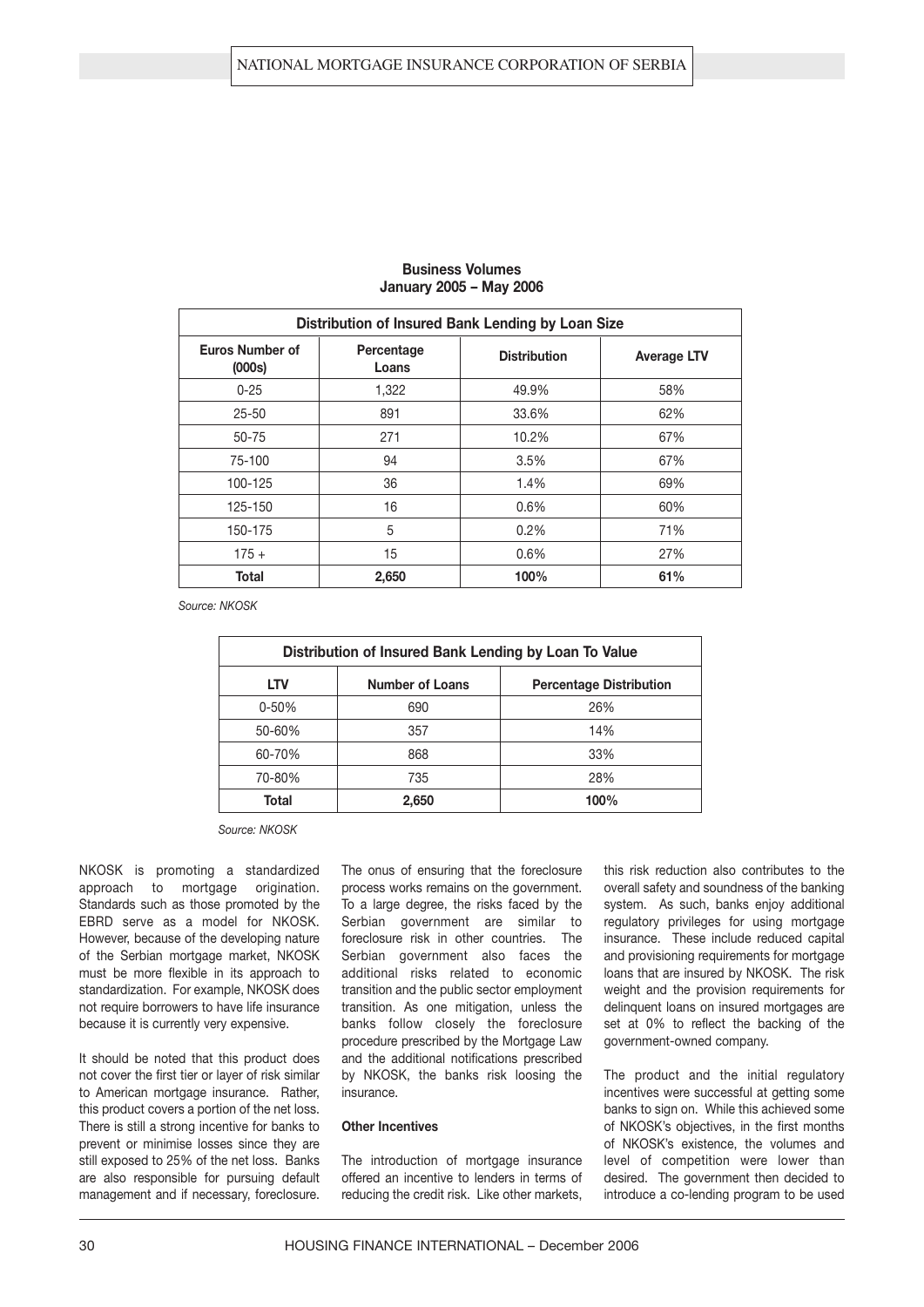**Business Volumes**
**January 2005 – May 2006**

| Distribution of Insured Bank Lending by Loan Size | | | |
|---|---|---|---|
| **Euros Number of (000s)** | **Percentage Loans** | **Distribution** | **Average LTV** |
| 0-25 | 1,322 | 49.9% | 58% |
| 25-50 | 891 | 33.6% | 62% |
| 50-75 | 271 | 10.2% | 67% |
| 75-100 | 94 | 3.5% | 67% |
| 100-125 | 36 | 1.4% | 69% |
| 125-150 | 16 | 0.6% | 60% |
| 150-175 | 5 | 0.2% | 71% |
| 175 + | 15 | 0.6% | 27% |
| **Total** | **2,650** | **100%** | **61%** |

*Source: NKOSK*

| Distribution of Insured Bank Lending by Loan To Value | | |
|---|---|---|
| **LTV** | **Number of Loans** | **Percentage Distribution** |
| 0-50% | 690 | 26% |
| 50-60% | 357 | 14% |
| 60-70% | 868 | 33% |
| 70-80% | 735 | 28% |
| **Total** | **2,650** | **100%** |

*Source: NKOSK*

NKOSK is promoting a standardized approach to mortgage origination. Standards such as those promoted by the EBRD serve as a model for NKOSK. However, because of the developing nature of the Serbian mortgage market, NKOSK must be more flexible in its approach to standardization. For example, NKOSK does not require borrowers to have life insurance because it is currently very expensive.

It should be noted that this product does not cover the first tier or layer of risk similar to American mortgage insurance. Rather, this product covers a portion of the net loss. There is still a strong incentive for banks to prevent or minimise losses since they are still exposed to 25% of the net loss. Banks are also responsible for pursuing default management and if necessary, foreclosure. The onus of ensuring that the foreclosure process works remains on the government. To a large degree, the risks faced by the Serbian government are similar to foreclosure risk in other countries. The Serbian government also faces the additional risks related to economic transition and the public sector employment transition. As one mitigation, unless the banks follow closely the foreclosure procedure prescribed by the Mortgage Law and the additional notifications prescribed by NKOSK, the banks risk loosing the insurance.

**Other Incentives**

The introduction of mortgage insurance offered an incentive to lenders in terms of reducing the credit risk. Like other markets, this risk reduction also contributes to the overall safety and soundness of the banking system. As such, banks enjoy additional regulatory privileges for using mortgage insurance. These include reduced capital and provisioning requirements for mortgage loans that are insured by NKOSK. The risk weight and the provision requirements for delinquent loans on insured mortgages are set at 0% to reflect the backing of the government-owned company.

The product and the initial regulatory incentives were successful at getting some banks to sign on. While this achieved some of NKOSK's objectives, in the first months of NKOSK's existence, the volumes and level of competition were lower than desired. The government then decided to introduce a co-lending program to be used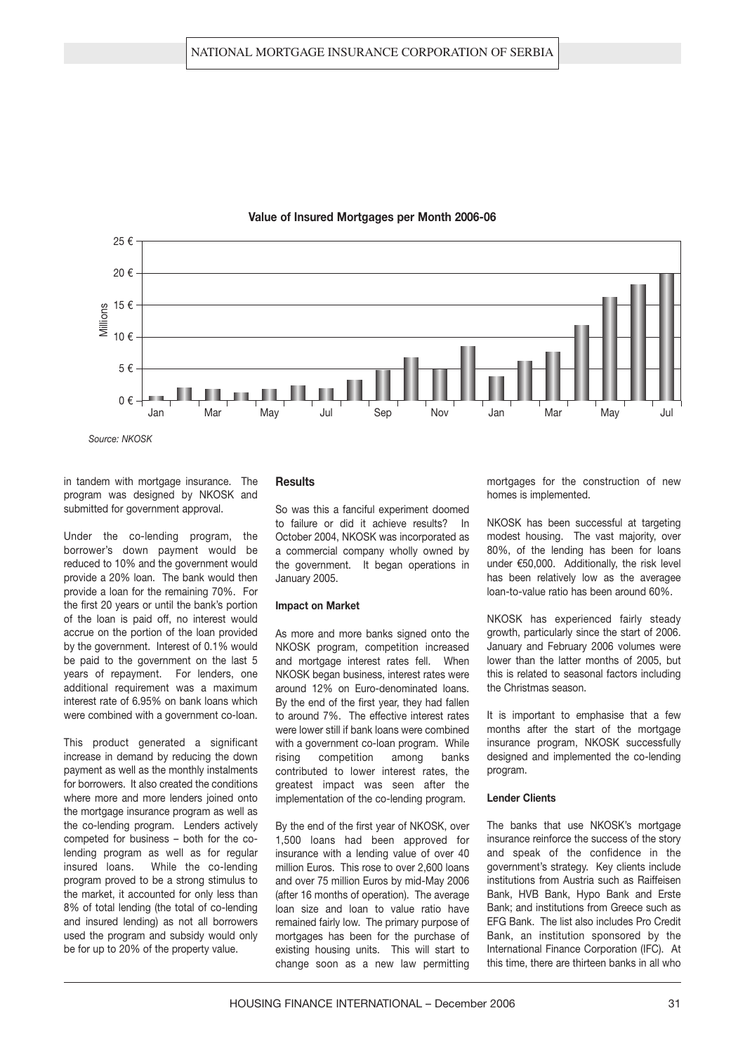**Value of Insured Mortgages per Month 2006-06**

*Source: NKOSK*

in tandem with mortgage insurance. The program was designed by NKOSK and submitted for government approval.

Under the co-lending program, the borrower's down payment would be reduced to 10% and the government would provide a 20% loan. The bank would then provide a loan for the remaining 70%. For the first 20 years or until the bank's portion of the loan is paid off, no interest would accrue on the portion of the loan provided by the government. Interest of 0.1% would be paid to the government on the last 5 years of repayment. For lenders, one additional requirement was a maximum interest rate of 6.95% on bank loans which were combined with a government co-loan.

This product generated a significant increase in demand by reducing the down payment as well as the monthly instalments for borrowers. It also created the conditions where more and more lenders joined onto the mortgage insurance program as well as the co-lending program. Lenders actively competed for business – both for the co-lending program as well as for regular insured loans. While the co-lending program proved to be a strong stimulus to the market, it accounted for only less than 8% of total lending (the total of co-lending and insured lending) as not all borrowers used the program and subsidy would only be for up to 20% of the property value.

## Results

So was this a fanciful experiment doomed to failure or did it achieve results? In October 2004, NKOSK was incorporated as a commercial company wholly owned by the government. It began operations in January 2005.

### Impact on Market

As more and more banks signed onto the NKOSK program, competition increased and mortgage interest rates fell. When NKOSK began business, interest rates were around 12% on Euro-denominated loans. By the end of the first year, they had fallen to around 7%. The effective interest rates were lower still if bank loans were combined with a government co-loan program. While rising competition among banks contributed to lower interest rates, the greatest impact was seen after the implementation of the co-lending program.

By the end of the first year of NKOSK, over 1,500 loans had been approved for insurance with a lending value of over 40 million Euros. This rose to over 2,600 loans and over 75 million Euros by mid-May 2006 (after 16 months of operation). The average loan size and loan to value ratio have remained fairly low. The primary purpose of mortgages has been for the purchase of existing housing units. This will start to change soon as a new law permitting mortgages for the construction of new homes is implemented.

NKOSK has been successful at targeting modest housing. The vast majority, over 80%, of the lending has been for loans under €50,000. Additionally, the risk level has been relatively low as the averagee loan-to-value ratio has been around 60%.

NKOSK has experienced fairly steady growth, particularly since the start of 2006. January and February 2006 volumes were lower than the latter months of 2005, but this is related to seasonal factors including the Christmas season.

It is important to emphasise that a few months after the start of the mortgage insurance program, NKOSK successfully designed and implemented the co-lending program.

### Lender Clients

The banks that use NKOSK's mortgage insurance reinforce the success of the story and speak of the confidence in the government's strategy. Key clients include institutions from Austria such as Raiffeisen Bank, HVB Bank, Hypo Bank and Erste Bank; and institutions from Greece such as EFG Bank. The list also includes Pro Credit Bank, an institution sponsored by the International Finance Corporation (IFC). At this time, there are thirteen banks in all who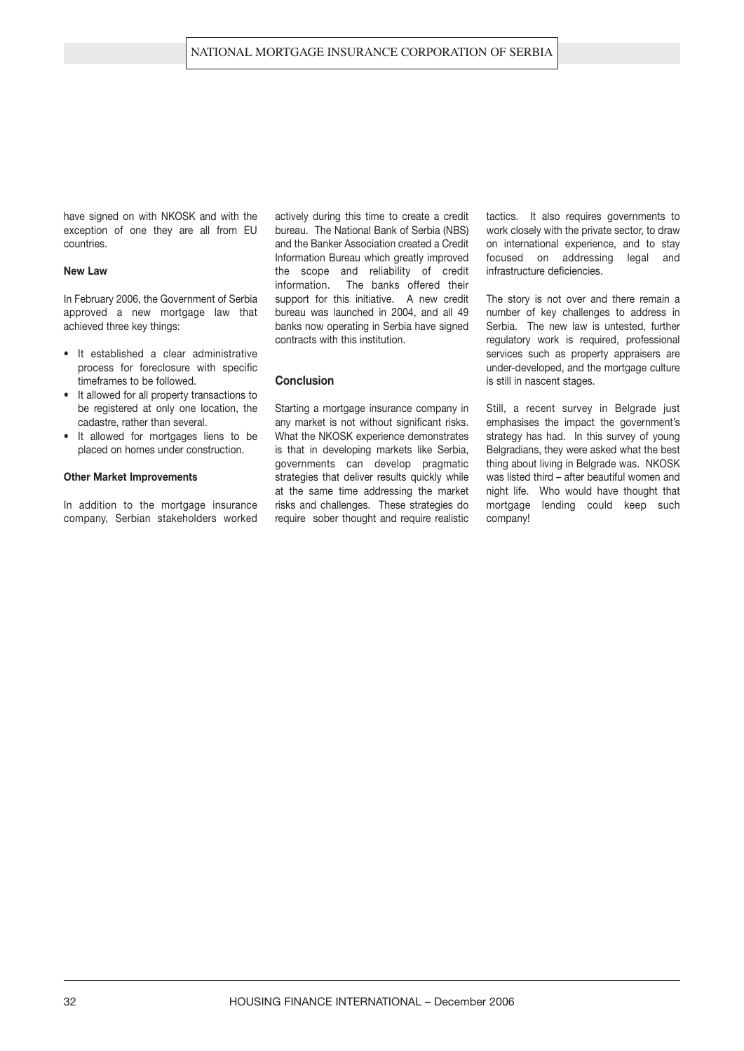have signed on with NKOSK and with the exception of one they are all from EU countries.

#### New Law

In February 2006, the Government of Serbia approved a new mortgage law that achieved three key things:

- It established a clear administrative process for foreclosure with specific timeframes to be followed.
- It allowed for all property transactions to be registered at only one location, the cadastre, rather than several.
- It allowed for mortgages liens to be placed on homes under construction.

#### Other Market Improvements

In addition to the mortgage insurance company, Serbian stakeholders worked actively during this time to create a credit bureau. The National Bank of Serbia (NBS) and the Banker Association created a Credit Information Bureau which greatly improved the scope and reliability of credit information. The banks offered their support for this initiative. A new credit bureau was launched in 2004, and all 49 banks now operating in Serbia have signed contracts with this institution.

### Conclusion

Starting a mortgage insurance company in any market is not without significant risks. What the NKOSK experience demonstrates is that in developing markets like Serbia, governments can develop pragmatic strategies that deliver results quickly while at the same time addressing the market risks and challenges. These strategies do require sober thought and require realistic tactics. It also requires governments to work closely with the private sector, to draw on international experience, and to stay focused on addressing legal and infrastructure deficiencies.

The story is not over and there remain a number of key challenges to address in Serbia. The new law is untested, further regulatory work is required, professional services such as property appraisers are under-developed, and the mortgage culture is still in nascent stages.

Still, a recent survey in Belgrade just emphasises the impact the government's strategy has had. In this survey of young Belgradians, they were asked what the best thing about living in Belgrade was. NKOSK was listed third – after beautiful women and night life. Who would have thought that mortgage lending could keep such company!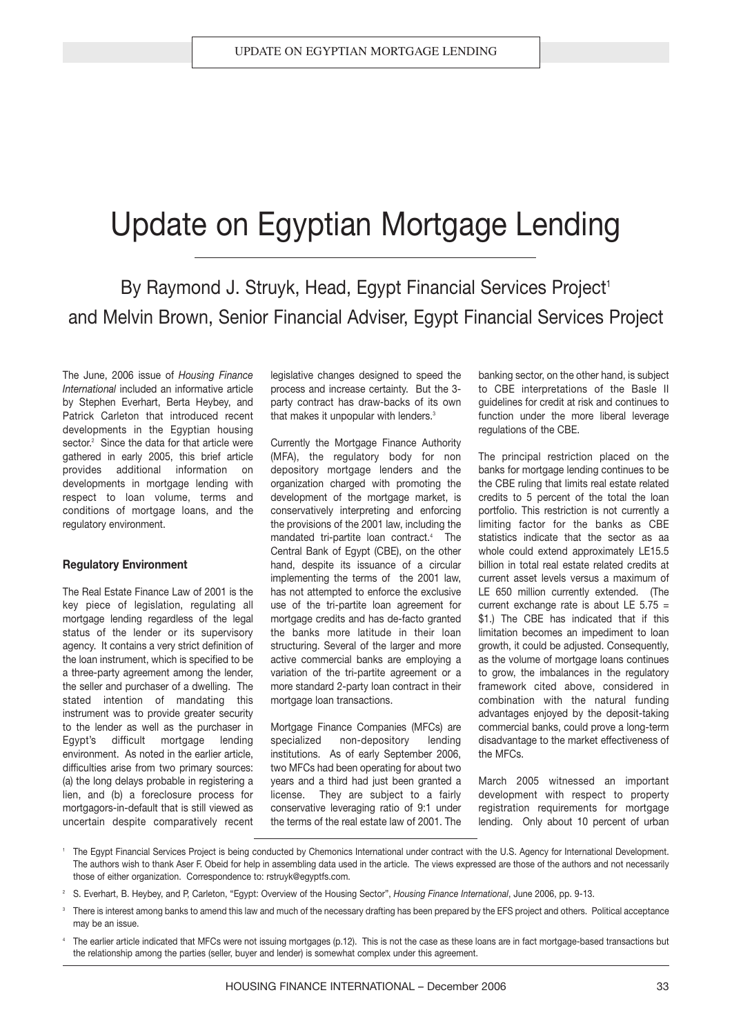# Update on Egyptian Mortgage Lending

By Raymond J. Struyk, Head, Egypt Financial Services Project[1] and Melvin Brown, Senior Financial Adviser, Egypt Financial Services Project

The June, 2006 issue of *Housing Finance International* included an informative article by Stephen Everhart, Berta Heybey, and Patrick Carleton that introduced recent developments in the Egyptian housing sector.[2] Since the data for that article were gathered in early 2005, this brief article provides additional information on developments in mortgage lending with respect to loan volume, terms and conditions of mortgage loans, and the regulatory environment.

**Regulatory Environment**

The Real Estate Finance Law of 2001 is the key piece of legislation, regulating all mortgage lending regardless of the legal status of the lender or its supervisory agency. It contains a very strict definition of the loan instrument, which is specified to be a three-party agreement among the lender, the seller and purchaser of a dwelling. The stated intention of mandating this instrument was to provide greater security to the lender as well as the purchaser in Egypt's difficult mortgage lending environment. As noted in the earlier article, difficulties arise from two primary sources: (a) the long delays probable in registering a lien, and (b) a foreclosure process for mortgagors-in-default that is still viewed as uncertain despite comparatively recent legislative changes designed to speed the process and increase certainty. But the 3-party contract has draw-backs of its own that makes it unpopular with lenders.[3]

Currently the Mortgage Finance Authority (MFA), the regulatory body for non depository mortgage lenders and the organization charged with promoting the development of the mortgage market, is conservatively interpreting and enforcing the provisions of the 2001 law, including the mandated tri-partite loan contract.[4] The Central Bank of Egypt (CBE), on the other hand, despite its issuance of a circular implementing the terms of the 2001 law, has not attempted to enforce the exclusive use of the tri-partite loan agreement for mortgage credits and has de-facto granted the banks more latitude in their loan structuring. Several of the larger and more active commercial banks are employing a variation of the tri-partite agreement or a more standard 2-party loan contract in their mortgage loan transactions.

Mortgage Finance Companies (MFCs) are specialized non-depository lending institutions. As of early September 2006, two MFCs had been operating for about two years and a third had just been granted a license. They are subject to a fairly conservative leveraging ratio of 9:1 under the terms of the real estate law of 2001. The banking sector, on the other hand, is subject to CBE interpretations of the Basle II guidelines for credit at risk and continues to function under the more liberal leverage regulations of the CBE.

The principal restriction placed on the banks for mortgage lending continues to be the CBE ruling that limits real estate related credits to 5 percent of the total the loan portfolio. This restriction is not currently a limiting factor for the banks as CBE statistics indicate that the sector as aa whole could extend approximately LE15.5 billion in total real estate related credits at current asset levels versus a maximum of LE 650 million currently extended. (The current exchange rate is about LE 5.75 = $1.) The CBE has indicated that if this limitation becomes an impediment to loan growth, it could be adjusted. Consequently, as the volume of mortgage loans continues to grow, the imbalances in the regulatory framework cited above, considered in combination with the natural funding advantages enjoyed by the deposit-taking commercial banks, could prove a long-term disadvantage to the market effectiveness of the MFCs.

March 2005 witnessed an important development with respect to property registration requirements for mortgage lending. Only about 10 percent of urban

---

[1] The Egypt Financial Services Project is being conducted by Chemonics International under contract with the U.S. Agency for International Development. The authors wish to thank Aser F. Obeid for help in assembling data used in the article. The views expressed are those of the authors and not necessarily those of either organization. Correspondence to: rstruyk@egyptfs.com.

[2] S. Everhart, B. Heybey, and P, Carleton, "Egypt: Overview of the Housing Sector", *Housing Finance International*, June 2006, pp. 9-13.

[3] There is interest among banks to amend this law and much of the necessary drafting has been prepared by the EFS project and others. Political acceptance may be an issue.

[4] The earlier article indicated that MFCs were not issuing mortgages (p.12). This is not the case as these loans are in fact mortgage-based transactions but the relationship among the parties (seller, buyer and lender) is somewhat complex under this agreement.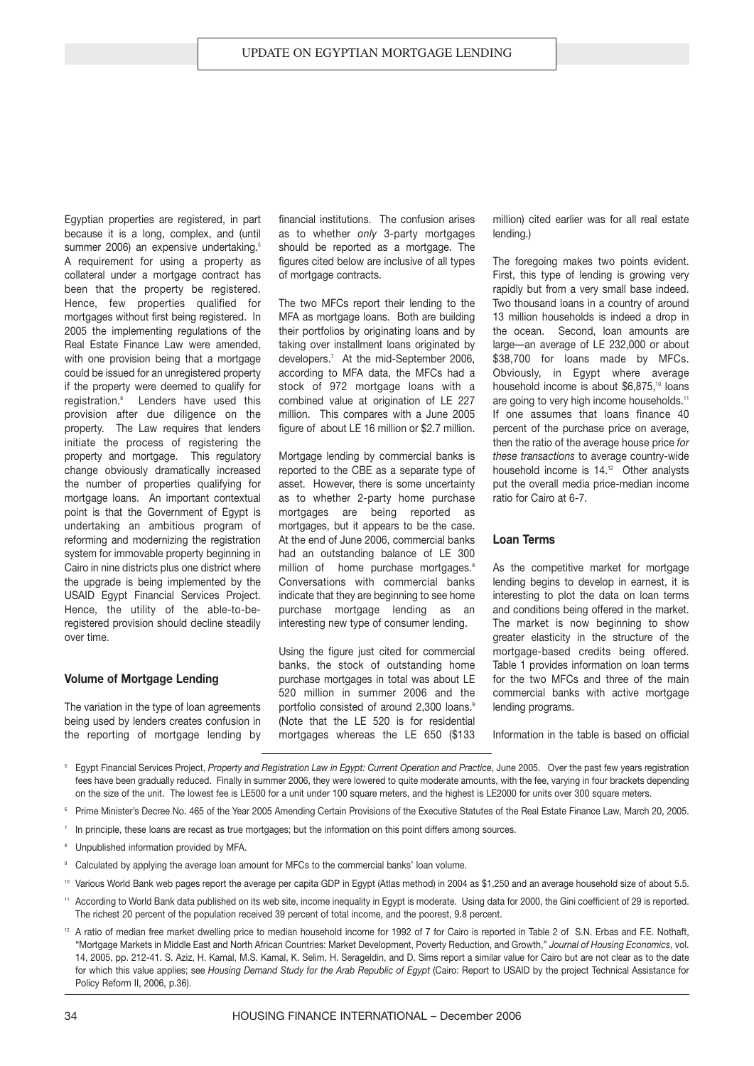Egyptian properties are registered, in part because it is a long, complex, and (until summer 2006) an expensive undertaking.[5] A requirement for using a property as collateral under a mortgage contract has been that the property be registered. Hence, few properties qualified for mortgages without first being registered. In 2005 the implementing regulations of the Real Estate Finance Law were amended, with one provision being that a mortgage could be issued for an unregistered property if the property were deemed to qualify for registration.[6] Lenders have used this provision after due diligence on the property. The Law requires that lenders initiate the process of registering the property and mortgage. This regulatory change obviously dramatically increased the number of properties qualifying for mortgage loans. An important contextual point is that the Government of Egypt is undertaking an ambitious program of reforming and modernizing the registration system for immovable property beginning in Cairo in nine districts plus one district where the upgrade is being implemented by the USAID Egypt Financial Services Project. Hence, the utility of the able-to-be-registered provision should decline steadily over time.

### Volume of Mortgage Lending

The variation in the type of loan agreements being used by lenders creates confusion in the reporting of mortgage lending by financial institutions. The confusion arises as to whether *only* 3-party mortgages should be reported as a mortgage. The figures cited below are inclusive of all types of mortgage contracts.

The two MFCs report their lending to the MFA as mortgage loans. Both are building their portfolios by originating loans and by taking over installment loans originated by developers.[7] At the mid-September 2006, according to MFA data, the MFCs had a stock of 972 mortgage loans with a combined value at origination of LE 227 million. This compares with a June 2005 figure of about LE 16 million or $2.7 million.

Mortgage lending by commercial banks is reported to the CBE as a separate type of asset. However, there is some uncertainty as to whether 2-party home purchase mortgages are being reported as mortgages, but it appears to be the case. At the end of June 2006, commercial banks had an outstanding balance of LE 300 million of home purchase mortgages.[8] Conversations with commercial banks indicate that they are beginning to see home purchase mortgage lending as an interesting new type of consumer lending.

Using the figure just cited for commercial banks, the stock of outstanding home purchase mortgages in total was about LE 520 million in summer 2006 and the portfolio consisted of around 2,300 loans.[9] (Note that the LE 520 is for residential mortgages whereas the LE 650 ($133 million) cited earlier was for all real estate lending.)

The foregoing makes two points evident. First, this type of lending is growing very rapidly but from a very small base indeed. Two thousand loans in a country of around 13 million households is indeed a drop in the ocean. Second, loan amounts are large—an average of LE 232,000 or about $38,700 for loans made by MFCs. Obviously, in Egypt where average household income is about $6,875,[10] loans are going to very high income households.[11] If one assumes that loans finance 40 percent of the purchase price on average, then the ratio of the average house price *for these transactions* to average country-wide household income is 14.[12] Other analysts put the overall media price-median income ratio for Cairo at 6-7.

### Loan Terms

As the competitive market for mortgage lending begins to develop in earnest, it is interesting to plot the data on loan terms and conditions being offered in the market. The market is now beginning to show greater elasticity in the structure of the mortgage-based credits being offered. Table 1 provides information on loan terms for the two MFCs and three of the main commercial banks with active mortgage lending programs.

Information in the table is based on official

---

[5] Egypt Financial Services Project, *Property and Registration Law in Egypt: Current Operation and Practice*, June 2005. Over the past few years registration fees have been gradually reduced. Finally in summer 2006, they were lowered to quite moderate amounts, with the fee, varying in four brackets depending on the size of the unit. The lowest fee is LE500 for a unit under 100 square meters, and the highest is LE2000 for units over 300 square meters.

[6] Prime Minister's Decree No. 465 of the Year 2005 Amending Certain Provisions of the Executive Statutes of the Real Estate Finance Law, March 20, 2005.

[7] In principle, these loans are recast as true mortgages; but the information on this point differs among sources.

[8] Unpublished information provided by MFA.

[9] Calculated by applying the average loan amount for MFCs to the commercial banks' loan volume.

[10] Various World Bank web pages report the average per capita GDP in Egypt (Atlas method) in 2004 as $1,250 and an average household size of about 5.5.

[11] According to World Bank data published on its web site, income inequality in Egypt is moderate. Using data for 2000, the Gini coefficient of 29 is reported. The richest 20 percent of the population received 39 percent of total income, and the poorest, 9.8 percent.

[12] A ratio of median free market dwelling price to median household income for 1992 of 7 for Cairo is reported in Table 2 of S.N. Erbas and F.E. Nothaft, "Mortgage Markets in Middle East and North African Countries: Market Development, Poverty Reduction, and Growth," *Journal of Housing Economics*, vol. 14, 2005, pp. 212-41. S. Aziz, H. Kamal, M.S. Kamal, K. Selim, H. Serageldin, and D. Sims report a similar value for Cairo but are not clear as to the date for which this value applies; see *Housing Demand Study for the Arab Republic of Egypt* (Cairo: Report to USAID by the project Technical Assistance for Policy Reform II, 2006, p.36).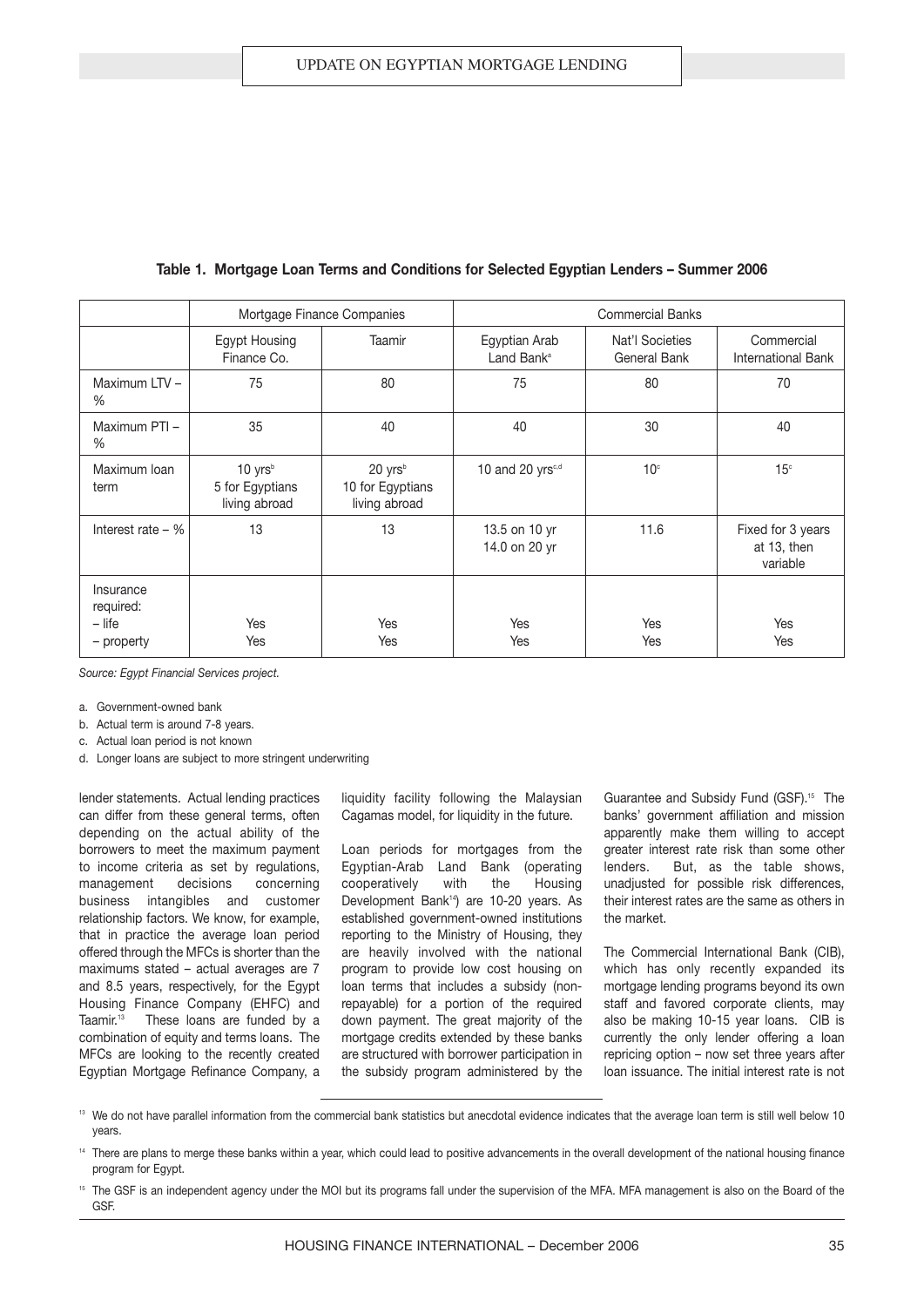**Table 1. Mortgage Loan Terms and Conditions for Selected Egyptian Lenders – Summer 2006**

| | Mortgage Finance Companies | | Commercial Banks | | |
|---|---|---|---|---|---|
| | Egypt Housing Finance Co. | Taamir | Egyptian Arab Land Bank[a] | Nat'l Societies General Bank | Commercial International Bank |
| Maximum LTV – % | 75 | 80 | 75 | 80 | 70 |
| Maximum PTI – % | 35 | 40 | 40 | 30 | 40 |
| Maximum loan term | 10 yrs[b] 5 for Egyptians living abroad | 20 yrs[b] 10 for Egyptians living abroad | 10 and 20 yrs[c,d] | 10[c] | 15[c] |
| Interest rate – % | 13 | 13 | 13.5 on 10 yr 14.0 on 20 yr | 11.6 | Fixed for 3 years at 13, then variable |
| Insurance required: – life – property | Yes Yes | Yes Yes | Yes Yes | Yes Yes | Yes Yes |

*Source: Egypt Financial Services project.*

a. Government-owned bank

b. Actual term is around 7-8 years.

c. Actual loan period is not known

d. Longer loans are subject to more stringent underwriting

lender statements. Actual lending practices can differ from these general terms, often depending on the actual ability of the borrowers to meet the maximum payment to income criteria as set by regulations, management decisions concerning business intangibles and customer relationship factors. We know, for example, that in practice the average loan period offered through the MFCs is shorter than the maximums stated – actual averages are 7 and 8.5 years, respectively, for the Egypt Housing Finance Company (EHFC) and Taamir.[13] These loans are funded by a combination of equity and terms loans. The MFCs are looking to the recently created Egyptian Mortgage Refinance Company, a liquidity facility following the Malaysian Cagamas model, for liquidity in the future.

Loan periods for mortgages from the Egyptian-Arab Land Bank (operating cooperatively with the Housing Development Bank[14]) are 10-20 years. As established government-owned institutions reporting to the Ministry of Housing, they are heavily involved with the national program to provide low cost housing on loan terms that includes a subsidy (non-repayable) for a portion of the required down payment. The great majority of the mortgage credits extended by these banks are structured with borrower participation in the subsidy program administered by the Guarantee and Subsidy Fund (GSF).[15] The banks' government affiliation and mission apparently make them willing to accept greater interest rate risk than some other lenders. But, as the table shows, unadjusted for possible risk differences, their interest rates are the same as others in the market.

The Commercial International Bank (CIB), which has only recently expanded its mortgage lending programs beyond its own staff and favored corporate clients, may also be making 10-15 year loans. CIB is currently the only lender offering a loan repricing option – now set three years after loan issuance. The initial interest rate is not

[13] We do not have parallel information from the commercial bank statistics but anecdotal evidence indicates that the average loan term is still well below 10 years.

[14] There are plans to merge these banks within a year, which could lead to positive advancements in the overall development of the national housing finance program for Egypt.

[15] The GSF is an independent agency under the MOI but its programs fall under the supervision of the MFA. MFA management is also on the Board of the GSF.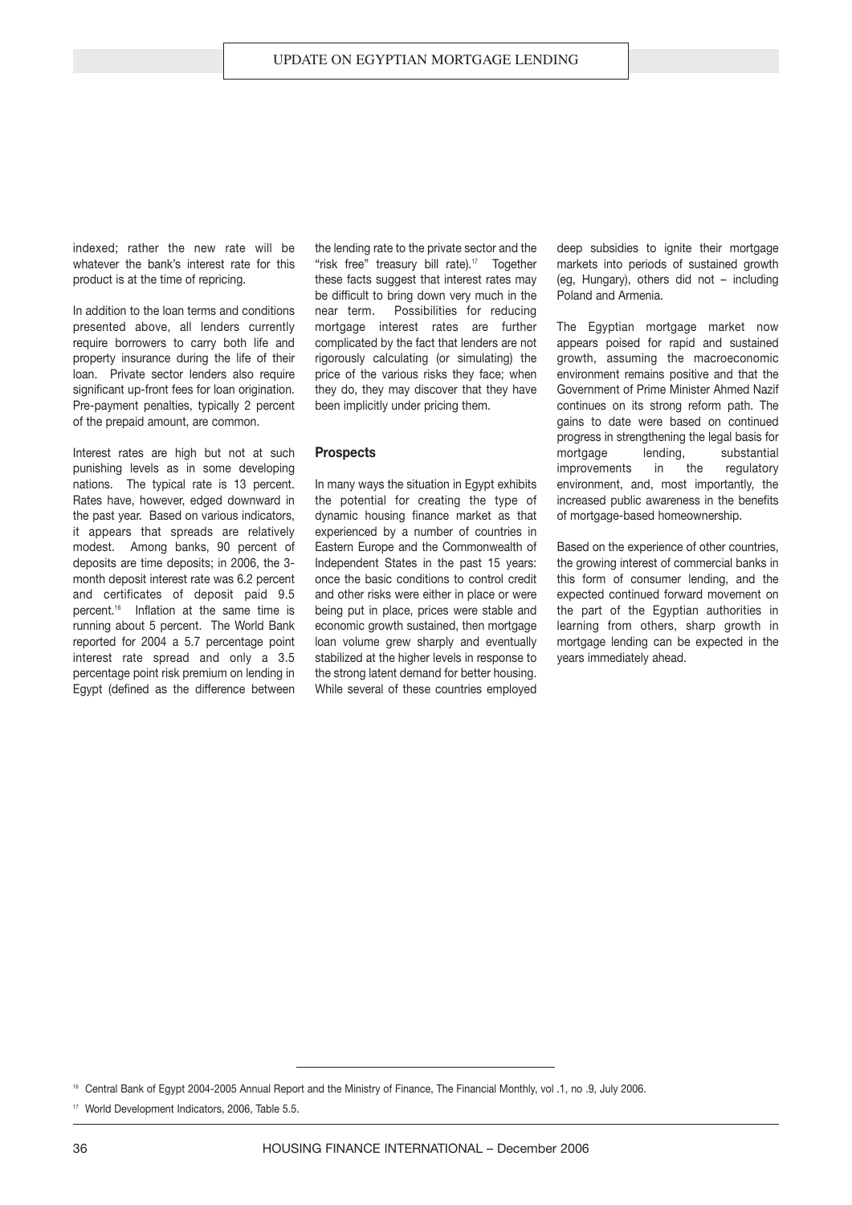indexed; rather the new rate will be whatever the bank's interest rate for this product is at the time of repricing.

In addition to the loan terms and conditions presented above, all lenders currently require borrowers to carry both life and property insurance during the life of their loan. Private sector lenders also require significant up-front fees for loan origination. Pre-payment penalties, typically 2 percent of the prepaid amount, are common.

Interest rates are high but not at such punishing levels as in some developing nations. The typical rate is 13 percent. Rates have, however, edged downward in the past year. Based on various indicators, it appears that spreads are relatively modest. Among banks, 90 percent of deposits are time deposits; in 2006, the 3-month deposit interest rate was 6.2 percent and certificates of deposit paid 9.5 percent.[16] Inflation at the same time is running about 5 percent. The World Bank reported for 2004 a 5.7 percentage point interest rate spread and only a 3.5 percentage point risk premium on lending in Egypt (defined as the difference between the lending rate to the private sector and the "risk free" treasury bill rate).[17] Together these facts suggest that interest rates may be difficult to bring down very much in the near term. Possibilities for reducing mortgage interest rates are further complicated by the fact that lenders are not rigorously calculating (or simulating) the price of the various risks they face; when they do, they may discover that they have been implicitly under pricing them.

### Prospects

In many ways the situation in Egypt exhibits the potential for creating the type of dynamic housing finance market as that experienced by a number of countries in Eastern Europe and the Commonwealth of Independent States in the past 15 years: once the basic conditions to control credit and other risks were either in place or were being put in place, prices were stable and economic growth sustained, then mortgage loan volume grew sharply and eventually stabilized at the higher levels in response to the strong latent demand for better housing. While several of these countries employed deep subsidies to ignite their mortgage markets into periods of sustained growth (eg, Hungary), others did not – including Poland and Armenia.

The Egyptian mortgage market now appears poised for rapid and sustained growth, assuming the macroeconomic environment remains positive and that the Government of Prime Minister Ahmed Nazif continues on its strong reform path. The gains to date were based on continued progress in strengthening the legal basis for mortgage lending, substantial improvements in the regulatory environment, and, most importantly, the increased public awareness in the benefits of mortgage-based homeownership.

Based on the experience of other countries, the growing interest of commercial banks in this form of consumer lending, and the expected continued forward movement on the part of the Egyptian authorities in learning from others, sharp growth in mortgage lending can be expected in the years immediately ahead.

---

[16] Central Bank of Egypt 2004-2005 Annual Report and the Ministry of Finance, The Financial Monthly, vol .1, no .9, July 2006.

[17] World Development Indicators, 2006, Table 5.5.